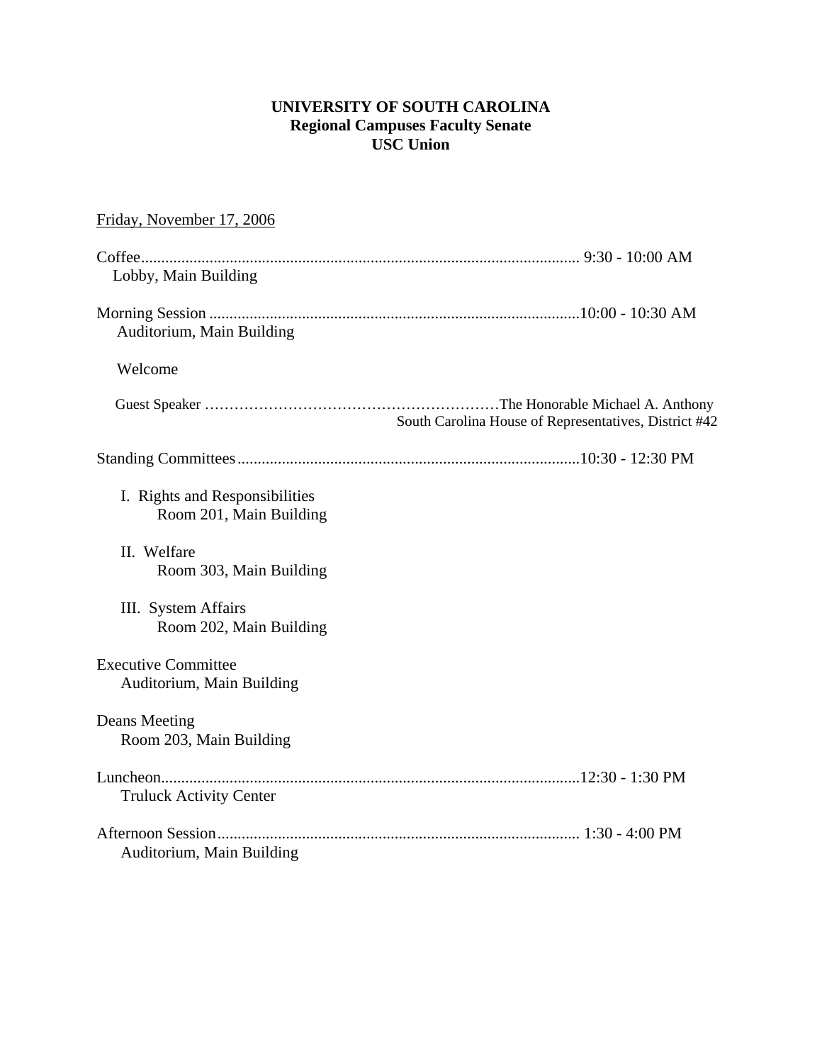**UNIVERSITY OF SOUTH CAROLINA**
**Regional Campuses Faculty Senate**
**USC Union**

Friday, November 17, 2006

Coffee............................................................................................................ 9:30 - 10:00 AM
Lobby, Main Building

Morning Session ...........................................................................................10:00 - 10:30 AM
Auditorium, Main Building

Welcome

Guest Speaker ……………………………………………………The Honorable Michael A. Anthony
South Carolina House of Representatives, District #42

Standing Committees....................................................................................10:30 - 12:30 PM

I. Rights and Responsibilities
Room 201, Main Building

II. Welfare
Room 303, Main Building

III. System Affairs
Room 202, Main Building

Executive Committee
Auditorium, Main Building

Deans Meeting
Room 203, Main Building

Luncheon.......................................................................................................12:30 - 1:30 PM
Truluck Activity Center

Afternoon Session.......................................................................................... 1:30 - 4:00 PM
Auditorium, Main Building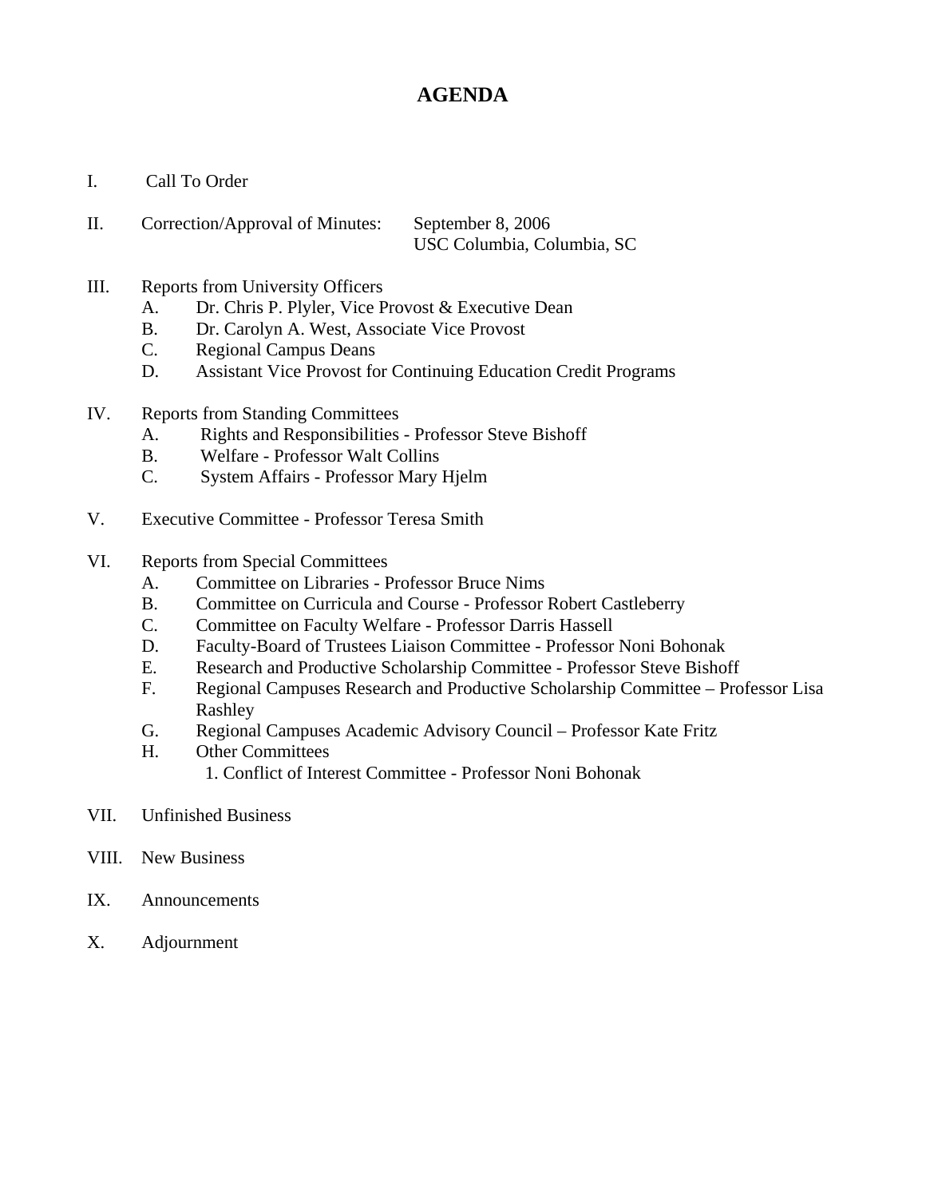# AGENDA

I. Call To Order

II. Correction/Approval of Minutes: September 8, 2006
USC Columbia, Columbia, SC

III. Reports from University Officers
   A. Dr. Chris P. Plyler, Vice Provost & Executive Dean
   B. Dr. Carolyn A. West, Associate Vice Provost
   C. Regional Campus Deans
   D. Assistant Vice Provost for Continuing Education Credit Programs

IV. Reports from Standing Committees
   A. Rights and Responsibilities - Professor Steve Bishoff
   B. Welfare - Professor Walt Collins
   C. System Affairs - Professor Mary Hjelm

V. Executive Committee - Professor Teresa Smith

VI. Reports from Special Committees
   A. Committee on Libraries - Professor Bruce Nims
   B. Committee on Curricula and Course - Professor Robert Castleberry
   C. Committee on Faculty Welfare - Professor Darris Hassell
   D. Faculty-Board of Trustees Liaison Committee - Professor Noni Bohonak
   E. Research and Productive Scholarship Committee - Professor Steve Bishoff
   F. Regional Campuses Research and Productive Scholarship Committee – Professor Lisa Rashley
   G. Regional Campuses Academic Advisory Council – Professor Kate Fritz
   H. Other Committees
      1. Conflict of Interest Committee - Professor Noni Bohonak

VII. Unfinished Business

VIII. New Business

IX. Announcements

X. Adjournment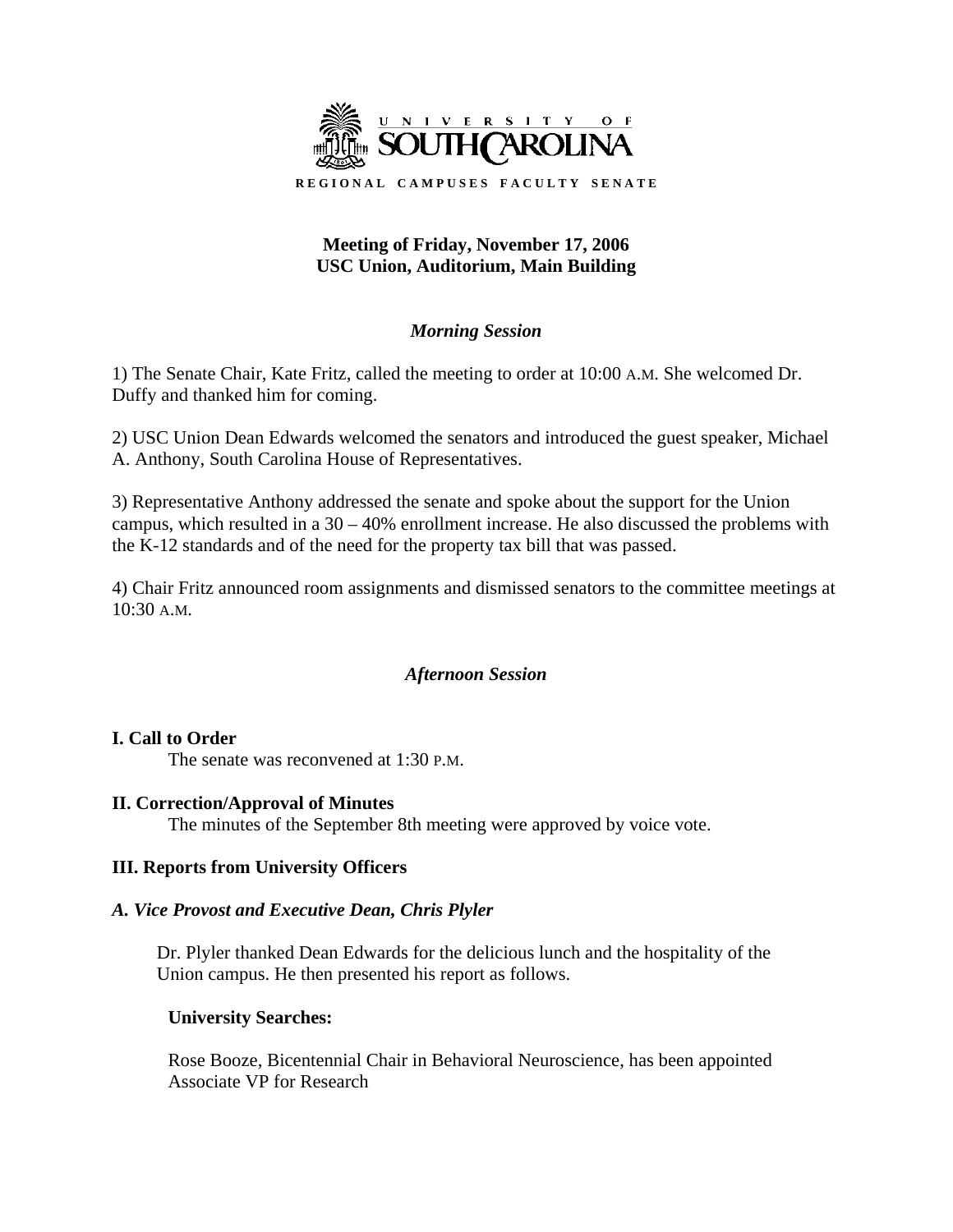UNIVERSITY OF SOUTH CAROLINA

REGIONAL CAMPUSES FACULTY SENATE

**Meeting of Friday, November 17, 2006**
**USC Union, Auditorium, Main Building**

## *Morning Session*

1) The Senate Chair, Kate Fritz, called the meeting to order at 10:00 A.M. She welcomed Dr. Duffy and thanked him for coming.

2) USC Union Dean Edwards welcomed the senators and introduced the guest speaker, Michael A. Anthony, South Carolina House of Representatives.

3) Representative Anthony addressed the senate and spoke about the support for the Union campus, which resulted in a 30 – 40% enrollment increase. He also discussed the problems with the K-12 standards and of the need for the property tax bill that was passed.

4) Chair Fritz announced room assignments and dismissed senators to the committee meetings at 10:30 A.M.

## *Afternoon Session*

### I. Call to Order

The senate was reconvened at 1:30 P.M.

### II. Correction/Approval of Minutes

The minutes of the September 8th meeting were approved by voice vote.

### III. Reports from University Officers

#### *A. Vice Provost and Executive Dean, Chris Plyler*

Dr. Plyler thanked Dean Edwards for the delicious lunch and the hospitality of the Union campus. He then presented his report as follows.

**University Searches:**

Rose Booze, Bicentennial Chair in Behavioral Neuroscience, has been appointed Associate VP for Research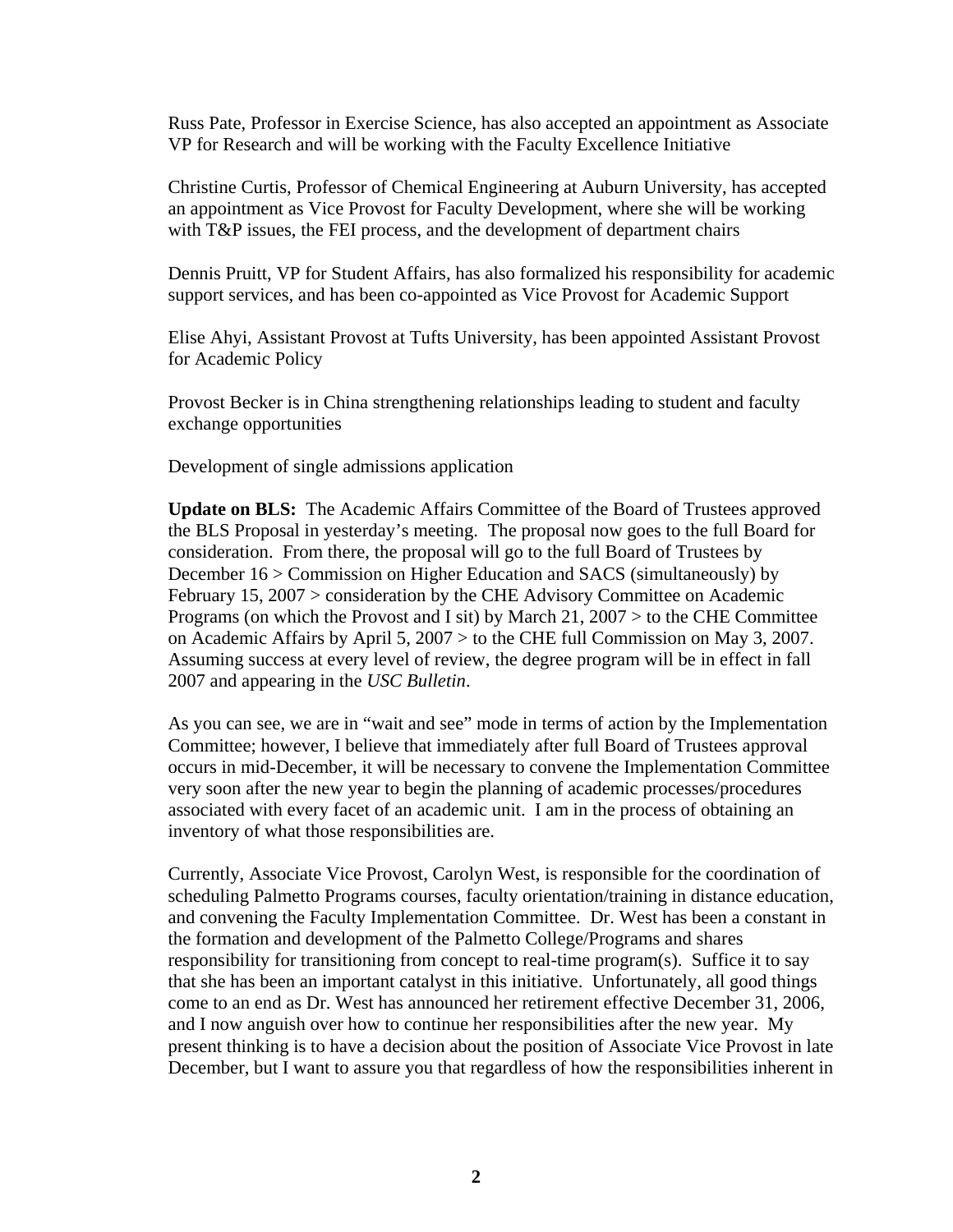Russ Pate, Professor in Exercise Science, has also accepted an appointment as Associate VP for Research and will be working with the Faculty Excellence Initiative

Christine Curtis, Professor of Chemical Engineering at Auburn University, has accepted an appointment as Vice Provost for Faculty Development, where she will be working with T&P issues, the FEI process, and the development of department chairs

Dennis Pruitt, VP for Student Affairs, has also formalized his responsibility for academic support services, and has been co-appointed as Vice Provost for Academic Support

Elise Ahyi, Assistant Provost at Tufts University, has been appointed Assistant Provost for Academic Policy

Provost Becker is in China strengthening relationships leading to student and faculty exchange opportunities

Development of single admissions application

**Update on BLS:** The Academic Affairs Committee of the Board of Trustees approved the BLS Proposal in yesterday's meeting. The proposal now goes to the full Board for consideration. From there, the proposal will go to the full Board of Trustees by December 16 > Commission on Higher Education and SACS (simultaneously) by February 15, 2007 > consideration by the CHE Advisory Committee on Academic Programs (on which the Provost and I sit) by March 21, 2007 > to the CHE Committee on Academic Affairs by April 5, 2007 > to the CHE full Commission on May 3, 2007. Assuming success at every level of review, the degree program will be in effect in fall 2007 and appearing in the *USC Bulletin*.

As you can see, we are in "wait and see" mode in terms of action by the Implementation Committee; however, I believe that immediately after full Board of Trustees approval occurs in mid-December, it will be necessary to convene the Implementation Committee very soon after the new year to begin the planning of academic processes/procedures associated with every facet of an academic unit. I am in the process of obtaining an inventory of what those responsibilities are.

Currently, Associate Vice Provost, Carolyn West, is responsible for the coordination of scheduling Palmetto Programs courses, faculty orientation/training in distance education, and convening the Faculty Implementation Committee. Dr. West has been a constant in the formation and development of the Palmetto College/Programs and shares responsibility for transitioning from concept to real-time program(s). Suffice it to say that she has been an important catalyst in this initiative. Unfortunately, all good things come to an end as Dr. West has announced her retirement effective December 31, 2006, and I now anguish over how to continue her responsibilities after the new year. My present thinking is to have a decision about the position of Associate Vice Provost in late December, but I want to assure you that regardless of how the responsibilities inherent in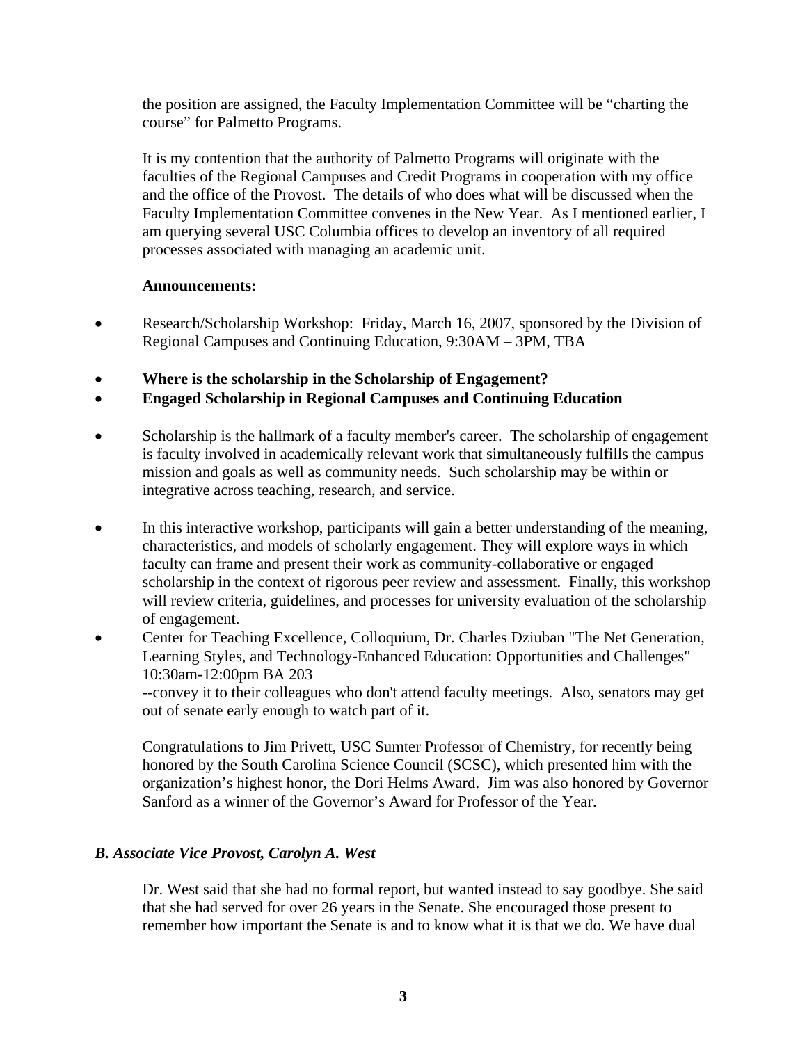the position are assigned, the Faculty Implementation Committee will be "charting the course" for Palmetto Programs.

It is my contention that the authority of Palmetto Programs will originate with the faculties of the Regional Campuses and Credit Programs in cooperation with my office and the office of the Provost. The details of who does what will be discussed when the Faculty Implementation Committee convenes in the New Year. As I mentioned earlier, I am querying several USC Columbia offices to develop an inventory of all required processes associated with managing an academic unit.

**Announcements:**

- Research/Scholarship Workshop: Friday, March 16, 2007, sponsored by the Division of Regional Campuses and Continuing Education, 9:30AM – 3PM, TBA

- **Where is the scholarship in the Scholarship of Engagement?**
- **Engaged Scholarship in Regional Campuses and Continuing Education**

- Scholarship is the hallmark of a faculty member's career. The scholarship of engagement is faculty involved in academically relevant work that simultaneously fulfills the campus mission and goals as well as community needs. Such scholarship may be within or integrative across teaching, research, and service.

- In this interactive workshop, participants will gain a better understanding of the meaning, characteristics, and models of scholarly engagement. They will explore ways in which faculty can frame and present their work as community-collaborative or engaged scholarship in the context of rigorous peer review and assessment. Finally, this workshop will review criteria, guidelines, and processes for university evaluation of the scholarship of engagement.
- Center for Teaching Excellence, Colloquium, Dr. Charles Dziuban "The Net Generation, Learning Styles, and Technology-Enhanced Education: Opportunities and Challenges" 10:30am-12:00pm BA 203
  --convey it to their colleagues who don't attend faculty meetings. Also, senators may get out of senate early enough to watch part of it.

Congratulations to Jim Privett, USC Sumter Professor of Chemistry, for recently being honored by the South Carolina Science Council (SCSC), which presented him with the organization's highest honor, the Dori Helms Award. Jim was also honored by Governor Sanford as a winner of the Governor's Award for Professor of the Year.

### *B. Associate Vice Provost, Carolyn A. West*

Dr. West said that she had no formal report, but wanted instead to say goodbye. She said that she had served for over 26 years in the Senate. She encouraged those present to remember how important the Senate is and to know what it is that we do. We have dual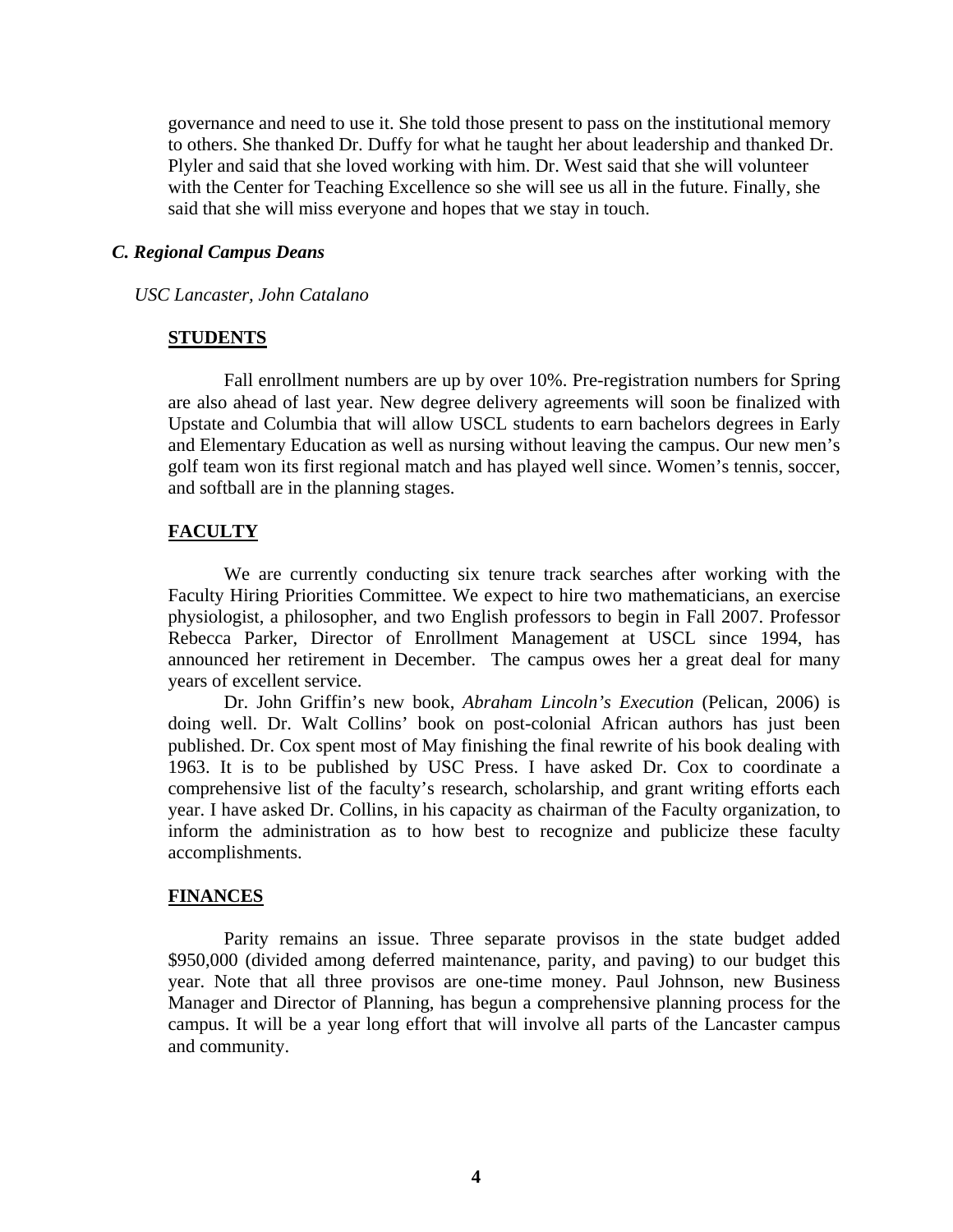governance and need to use it. She told those present to pass on the institutional memory to others. She thanked Dr. Duffy for what he taught her about leadership and thanked Dr. Plyler and said that she loved working with him. Dr. West said that she will volunteer with the Center for Teaching Excellence so she will see us all in the future. Finally, she said that she will miss everyone and hopes that we stay in touch.

### *C. Regional Campus Deans*

*USC Lancaster, John Catalano*

**STUDENTS**

Fall enrollment numbers are up by over 10%. Pre-registration numbers for Spring are also ahead of last year. New degree delivery agreements will soon be finalized with Upstate and Columbia that will allow USCL students to earn bachelors degrees in Early and Elementary Education as well as nursing without leaving the campus. Our new men's golf team won its first regional match and has played well since. Women's tennis, soccer, and softball are in the planning stages.

**FACULTY**

We are currently conducting six tenure track searches after working with the Faculty Hiring Priorities Committee. We expect to hire two mathematicians, an exercise physiologist, a philosopher, and two English professors to begin in Fall 2007. Professor Rebecca Parker, Director of Enrollment Management at USCL since 1994, has announced her retirement in December. The campus owes her a great deal for many years of excellent service.

Dr. John Griffin's new book, *Abraham Lincoln's Execution* (Pelican, 2006) is doing well. Dr. Walt Collins' book on post-colonial African authors has just been published. Dr. Cox spent most of May finishing the final rewrite of his book dealing with 1963. It is to be published by USC Press. I have asked Dr. Cox to coordinate a comprehensive list of the faculty's research, scholarship, and grant writing efforts each year. I have asked Dr. Collins, in his capacity as chairman of the Faculty organization, to inform the administration as to how best to recognize and publicize these faculty accomplishments.

**FINANCES**

Parity remains an issue. Three separate provisos in the state budget added $950,000 (divided among deferred maintenance, parity, and paving) to our budget this year. Note that all three provisos are one-time money. Paul Johnson, new Business Manager and Director of Planning, has begun a comprehensive planning process for the campus. It will be a year long effort that will involve all parts of the Lancaster campus and community.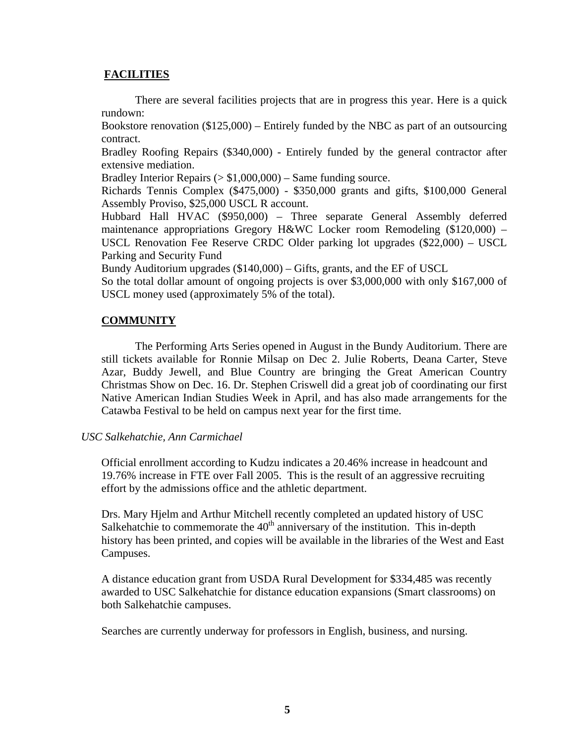## FACILITIES

There are several facilities projects that are in progress this year. Here is a quick rundown:

Bookstore renovation ($125,000) – Entirely funded by the NBC as part of an outsourcing contract.

Bradley Roofing Repairs ($340,000) - Entirely funded by the general contractor after extensive mediation.

Bradley Interior Repairs (> $1,000,000) – Same funding source.

Richards Tennis Complex ($475,000) - $350,000 grants and gifts, $100,000 General Assembly Proviso, $25,000 USCL R account.

Hubbard Hall HVAC ($950,000) – Three separate General Assembly deferred maintenance appropriations Gregory H&WC Locker room Remodeling ($120,000) – USCL Renovation Fee Reserve CRDC Older parking lot upgrades ($22,000) – USCL Parking and Security Fund

Bundy Auditorium upgrades ($140,000) – Gifts, grants, and the EF of USCL

So the total dollar amount of ongoing projects is over $3,000,000 with only $167,000 of USCL money used (approximately 5% of the total).

## COMMUNITY

The Performing Arts Series opened in August in the Bundy Auditorium. There are still tickets available for Ronnie Milsap on Dec 2. Julie Roberts, Deana Carter, Steve Azar, Buddy Jewell, and Blue Country are bringing the Great American Country Christmas Show on Dec. 16. Dr. Stephen Criswell did a great job of coordinating our first Native American Indian Studies Week in April, and has also made arrangements for the Catawba Festival to be held on campus next year for the first time.

*USC Salkehatchie, Ann Carmichael*

Official enrollment according to Kudzu indicates a 20.46% increase in headcount and 19.76% increase in FTE over Fall 2005. This is the result of an aggressive recruiting effort by the admissions office and the athletic department.

Drs. Mary Hjelm and Arthur Mitchell recently completed an updated history of USC Salkehatchie to commemorate the 40th anniversary of the institution. This in-depth history has been printed, and copies will be available in the libraries of the West and East Campuses.

A distance education grant from USDA Rural Development for $334,485 was recently awarded to USC Salkehatchie for distance education expansions (Smart classrooms) on both Salkehatchie campuses.

Searches are currently underway for professors in English, business, and nursing.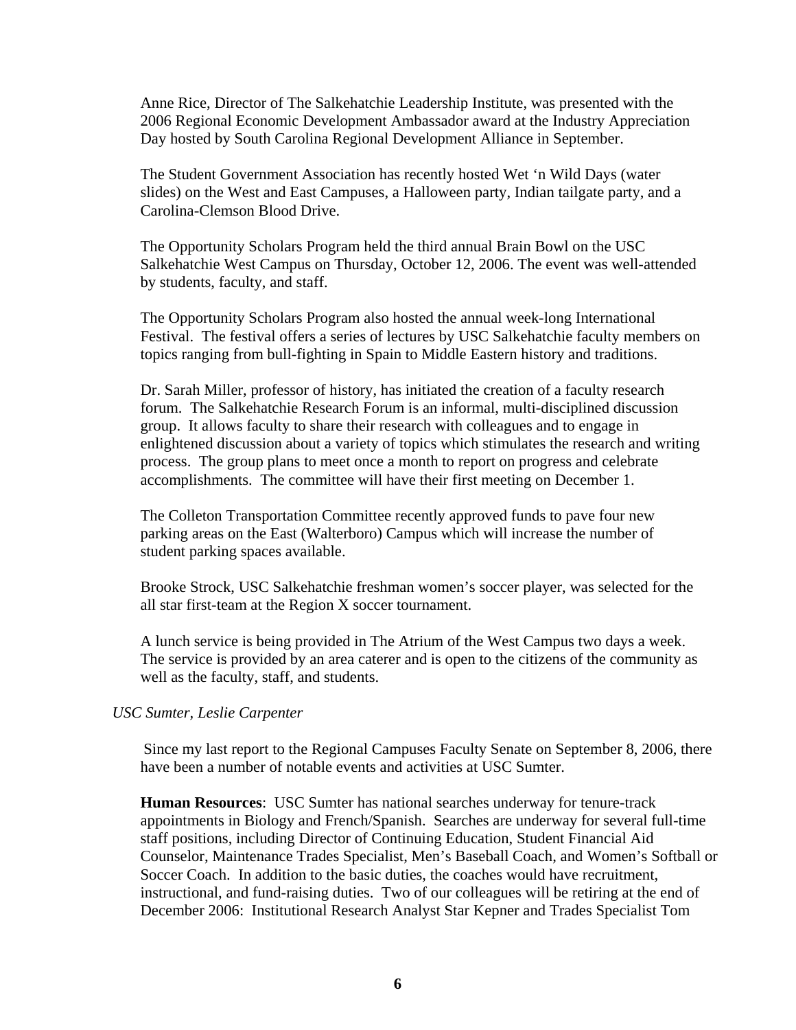Anne Rice, Director of The Salkehatchie Leadership Institute, was presented with the 2006 Regional Economic Development Ambassador award at the Industry Appreciation Day hosted by South Carolina Regional Development Alliance in September.

The Student Government Association has recently hosted Wet 'n Wild Days (water slides) on the West and East Campuses, a Halloween party, Indian tailgate party, and a Carolina-Clemson Blood Drive.

The Opportunity Scholars Program held the third annual Brain Bowl on the USC Salkehatchie West Campus on Thursday, October 12, 2006. The event was well-attended by students, faculty, and staff.

The Opportunity Scholars Program also hosted the annual week-long International Festival. The festival offers a series of lectures by USC Salkehatchie faculty members on topics ranging from bull-fighting in Spain to Middle Eastern history and traditions.

Dr. Sarah Miller, professor of history, has initiated the creation of a faculty research forum. The Salkehatchie Research Forum is an informal, multi-disciplined discussion group. It allows faculty to share their research with colleagues and to engage in enlightened discussion about a variety of topics which stimulates the research and writing process. The group plans to meet once a month to report on progress and celebrate accomplishments. The committee will have their first meeting on December 1.

The Colleton Transportation Committee recently approved funds to pave four new parking areas on the East (Walterboro) Campus which will increase the number of student parking spaces available.

Brooke Strock, USC Salkehatchie freshman women's soccer player, was selected for the all star first-team at the Region X soccer tournament.

A lunch service is being provided in The Atrium of the West Campus two days a week. The service is provided by an area caterer and is open to the citizens of the community as well as the faculty, staff, and students.

*USC Sumter, Leslie Carpenter*

Since my last report to the Regional Campuses Faculty Senate on September 8, 2006, there have been a number of notable events and activities at USC Sumter.

**Human Resources**: USC Sumter has national searches underway for tenure-track appointments in Biology and French/Spanish. Searches are underway for several full-time staff positions, including Director of Continuing Education, Student Financial Aid Counselor, Maintenance Trades Specialist, Men's Baseball Coach, and Women's Softball or Soccer Coach. In addition to the basic duties, the coaches would have recruitment, instructional, and fund-raising duties. Two of our colleagues will be retiring at the end of December 2006: Institutional Research Analyst Star Kepner and Trades Specialist Tom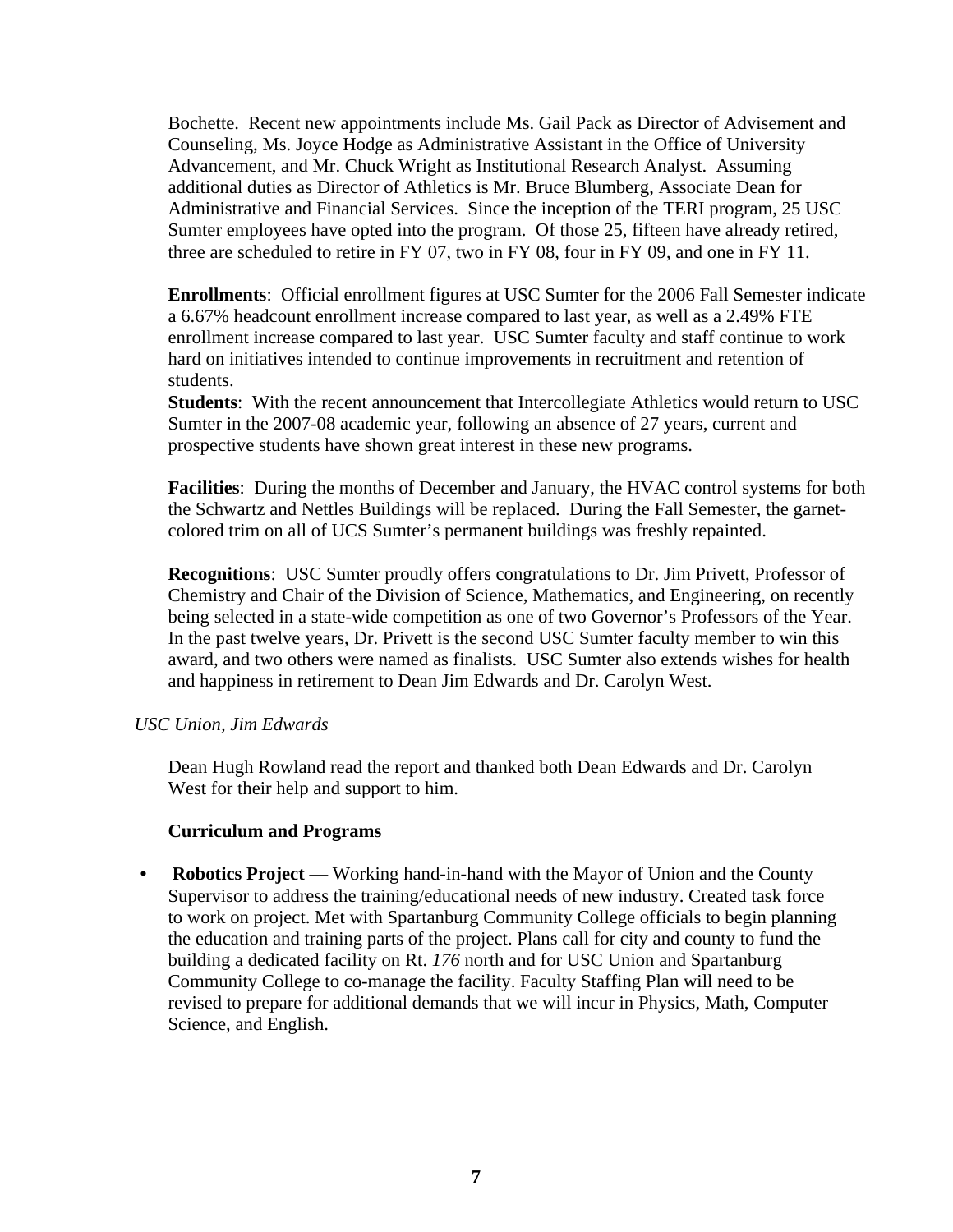Bochette. Recent new appointments include Ms. Gail Pack as Director of Advisement and Counseling, Ms. Joyce Hodge as Administrative Assistant in the Office of University Advancement, and Mr. Chuck Wright as Institutional Research Analyst. Assuming additional duties as Director of Athletics is Mr. Bruce Blumberg, Associate Dean for Administrative and Financial Services. Since the inception of the TERI program, 25 USC Sumter employees have opted into the program. Of those 25, fifteen have already retired, three are scheduled to retire in FY 07, two in FY 08, four in FY 09, and one in FY 11.

**Enrollments**: Official enrollment figures at USC Sumter for the 2006 Fall Semester indicate a 6.67% headcount enrollment increase compared to last year, as well as a 2.49% FTE enrollment increase compared to last year. USC Sumter faculty and staff continue to work hard on initiatives intended to continue improvements in recruitment and retention of students.

**Students**: With the recent announcement that Intercollegiate Athletics would return to USC Sumter in the 2007-08 academic year, following an absence of 27 years, current and prospective students have shown great interest in these new programs.

**Facilities**: During the months of December and January, the HVAC control systems for both the Schwartz and Nettles Buildings will be replaced. During the Fall Semester, the garnet-colored trim on all of UCS Sumter's permanent buildings was freshly repainted.

**Recognitions**: USC Sumter proudly offers congratulations to Dr. Jim Privett, Professor of Chemistry and Chair of the Division of Science, Mathematics, and Engineering, on recently being selected in a state-wide competition as one of two Governor's Professors of the Year. In the past twelve years, Dr. Privett is the second USC Sumter faculty member to win this award, and two others were named as finalists. USC Sumter also extends wishes for health and happiness in retirement to Dean Jim Edwards and Dr. Carolyn West.

*USC Union, Jim Edwards*

Dean Hugh Rowland read the report and thanked both Dean Edwards and Dr. Carolyn West for their help and support to him.

**Curriculum and Programs**

- **Robotics Project** — Working hand-in-hand with the Mayor of Union and the County Supervisor to address the training/educational needs of new industry. Created task force to work on project. Met with Spartanburg Community College officials to begin planning the education and training parts of the project. Plans call for city and county to fund the building a dedicated facility on Rt. *176* north and for USC Union and Spartanburg Community College to co-manage the facility. Faculty Staffing Plan will need to be revised to prepare for additional demands that we will incur in Physics, Math, Computer Science, and English.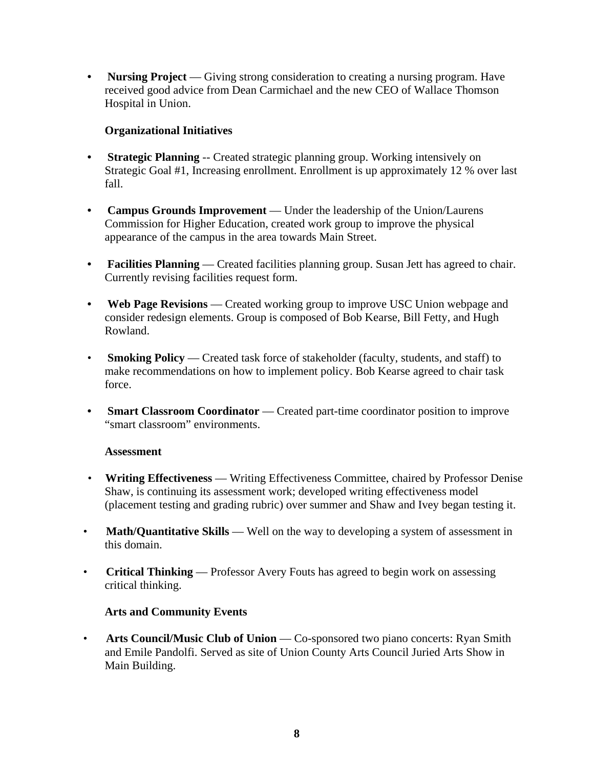- **Nursing Project** — Giving strong consideration to creating a nursing program. Have received good advice from Dean Carmichael and the new CEO of Wallace Thomson Hospital in Union.

**Organizational Initiatives**

- **Strategic Planning** -- Created strategic planning group. Working intensively on Strategic Goal #1, Increasing enrollment. Enrollment is up approximately 12 % over last fall.

- **Campus Grounds Improvement** — Under the leadership of the Union/Laurens Commission for Higher Education, created work group to improve the physical appearance of the campus in the area towards Main Street.

- **Facilities Planning** — Created facilities planning group. Susan Jett has agreed to chair. Currently revising facilities request form.

- **Web Page Revisions** — Created working group to improve USC Union webpage and consider redesign elements. Group is composed of Bob Kearse, Bill Fetty, and Hugh Rowland.

- **Smoking Policy** — Created task force of stakeholder (faculty, students, and staff) to make recommendations on how to implement policy. Bob Kearse agreed to chair task force.

- **Smart Classroom Coordinator** — Created part-time coordinator position to improve "smart classroom" environments.

**Assessment**

- **Writing Effectiveness** — Writing Effectiveness Committee, chaired by Professor Denise Shaw, is continuing its assessment work; developed writing effectiveness model (placement testing and grading rubric) over summer and Shaw and Ivey began testing it.

- **Math/Quantitative Skills** — Well on the way to developing a system of assessment in this domain.

- **Critical Thinking** — Professor Avery Fouts has agreed to begin work on assessing critical thinking.

**Arts and Community Events**

- **Arts Council/Music Club of Union** — Co-sponsored two piano concerts: Ryan Smith and Emile Pandolfi. Served as site of Union County Arts Council Juried Arts Show in Main Building.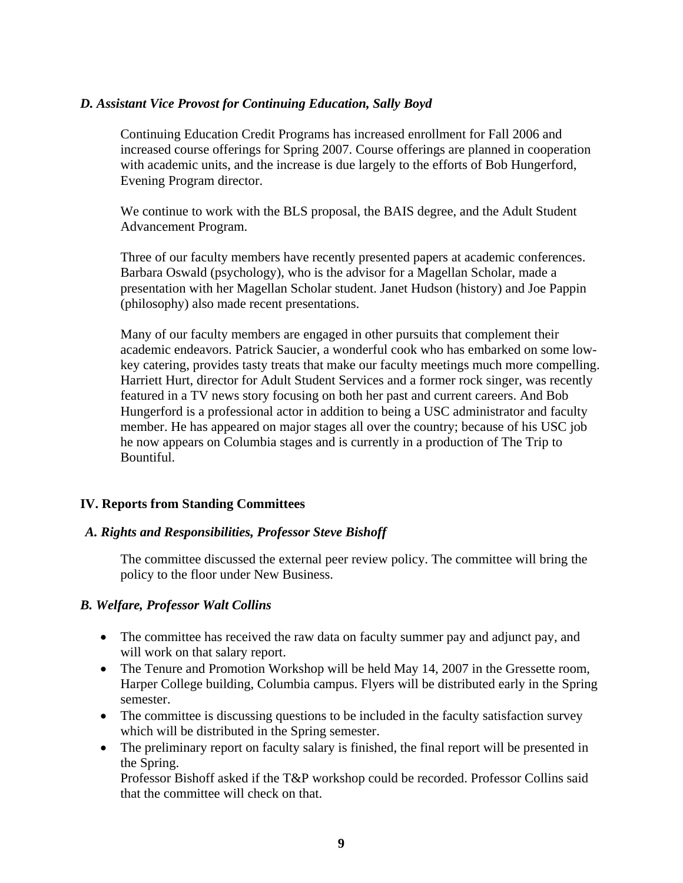### *D. Assistant Vice Provost for Continuing Education, Sally Boyd*

Continuing Education Credit Programs has increased enrollment for Fall 2006 and increased course offerings for Spring 2007. Course offerings are planned in cooperation with academic units, and the increase is due largely to the efforts of Bob Hungerford, Evening Program director.

We continue to work with the BLS proposal, the BAIS degree, and the Adult Student Advancement Program.

Three of our faculty members have recently presented papers at academic conferences. Barbara Oswald (psychology), who is the advisor for a Magellan Scholar, made a presentation with her Magellan Scholar student. Janet Hudson (history) and Joe Pappin (philosophy) also made recent presentations.

Many of our faculty members are engaged in other pursuits that complement their academic endeavors. Patrick Saucier, a wonderful cook who has embarked on some low-key catering, provides tasty treats that make our faculty meetings much more compelling. Harriett Hurt, director for Adult Student Services and a former rock singer, was recently featured in a TV news story focusing on both her past and current careers. And Bob Hungerford is a professional actor in addition to being a USC administrator and faculty member. He has appeared on major stages all over the country; because of his USC job he now appears on Columbia stages and is currently in a production of The Trip to Bountiful.

## IV. Reports from Standing Committees

### *A. Rights and Responsibilities, Professor Steve Bishoff*

The committee discussed the external peer review policy. The committee will bring the policy to the floor under New Business.

### *B. Welfare, Professor Walt Collins*

- The committee has received the raw data on faculty summer pay and adjunct pay, and will work on that salary report.
- The Tenure and Promotion Workshop will be held May 14, 2007 in the Gressette room, Harper College building, Columbia campus. Flyers will be distributed early in the Spring semester.
- The committee is discussing questions to be included in the faculty satisfaction survey which will be distributed in the Spring semester.
- The preliminary report on faculty salary is finished, the final report will be presented in the Spring.
  Professor Bishoff asked if the T&P workshop could be recorded. Professor Collins said that the committee will check on that.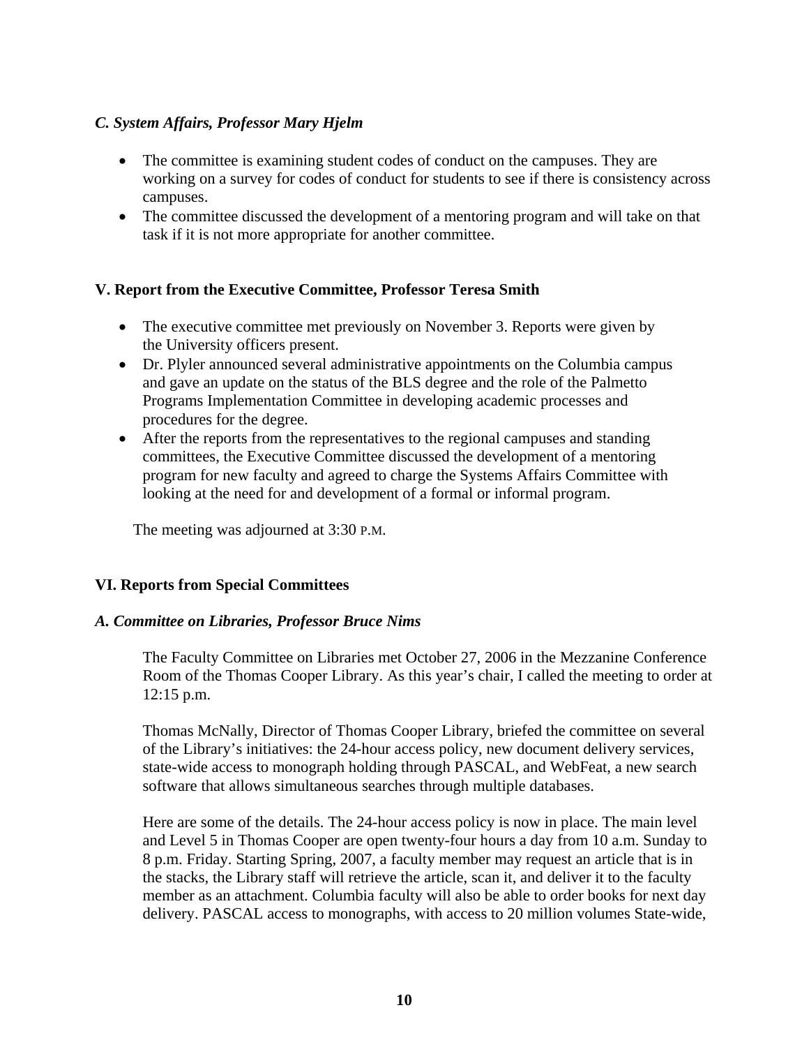### *C. System Affairs, Professor Mary Hjelm*

- The committee is examining student codes of conduct on the campuses. They are working on a survey for codes of conduct for students to see if there is consistency across campuses.
- The committee discussed the development of a mentoring program and will take on that task if it is not more appropriate for another committee.

## V. Report from the Executive Committee, Professor Teresa Smith

- The executive committee met previously on November 3. Reports were given by the University officers present.
- Dr. Plyler announced several administrative appointments on the Columbia campus and gave an update on the status of the BLS degree and the role of the Palmetto Programs Implementation Committee in developing academic processes and procedures for the degree.
- After the reports from the representatives to the regional campuses and standing committees, the Executive Committee discussed the development of a mentoring program for new faculty and agreed to charge the Systems Affairs Committee with looking at the need for and development of a formal or informal program.

The meeting was adjourned at 3:30 P.M.

## VI. Reports from Special Committees

### *A. Committee on Libraries, Professor Bruce Nims*

The Faculty Committee on Libraries met October 27, 2006 in the Mezzanine Conference Room of the Thomas Cooper Library. As this year's chair, I called the meeting to order at 12:15 p.m.

Thomas McNally, Director of Thomas Cooper Library, briefed the committee on several of the Library's initiatives: the 24-hour access policy, new document delivery services, state-wide access to monograph holding through PASCAL, and WebFeat, a new search software that allows simultaneous searches through multiple databases.

Here are some of the details. The 24-hour access policy is now in place. The main level and Level 5 in Thomas Cooper are open twenty-four hours a day from 10 a.m. Sunday to 8 p.m. Friday. Starting Spring, 2007, a faculty member may request an article that is in the stacks, the Library staff will retrieve the article, scan it, and deliver it to the faculty member as an attachment. Columbia faculty will also be able to order books for next day delivery. PASCAL access to monographs, with access to 20 million volumes State-wide,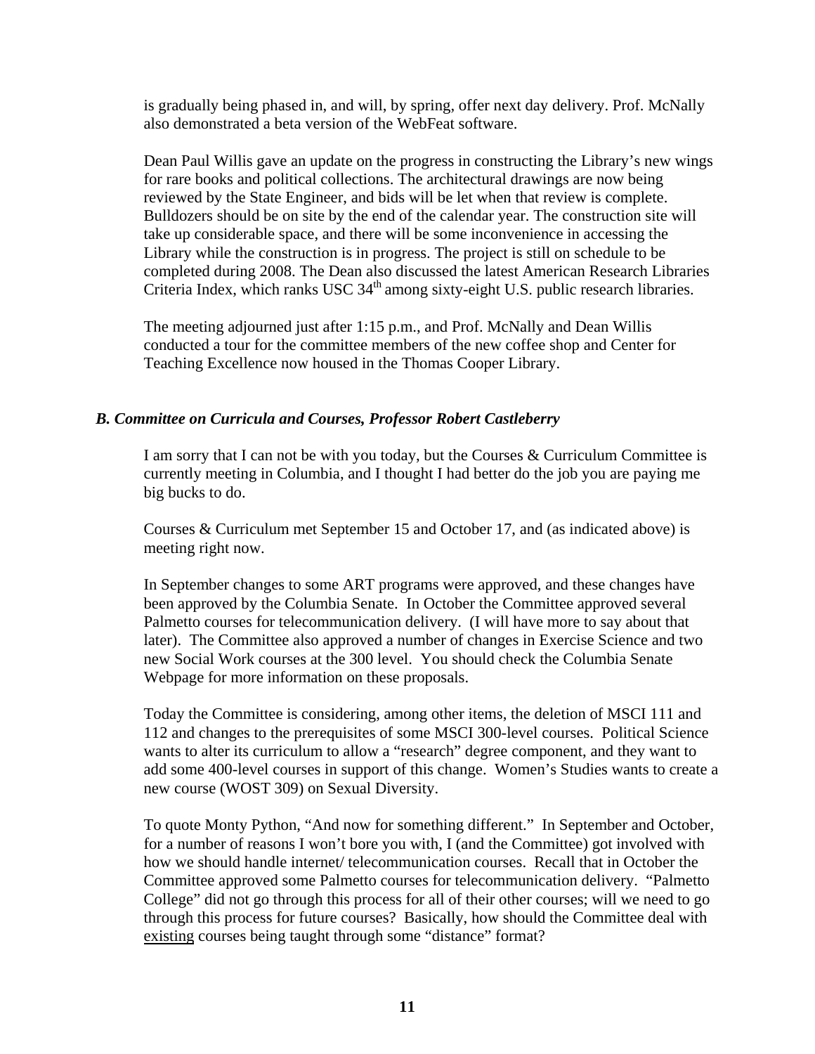is gradually being phased in, and will, by spring, offer next day delivery. Prof. McNally also demonstrated a beta version of the WebFeat software.

Dean Paul Willis gave an update on the progress in constructing the Library's new wings for rare books and political collections. The architectural drawings are now being reviewed by the State Engineer, and bids will be let when that review is complete. Bulldozers should be on site by the end of the calendar year. The construction site will take up considerable space, and there will be some inconvenience in accessing the Library while the construction is in progress. The project is still on schedule to be completed during 2008. The Dean also discussed the latest American Research Libraries Criteria Index, which ranks USC 34th among sixty-eight U.S. public research libraries.

The meeting adjourned just after 1:15 p.m., and Prof. McNally and Dean Willis conducted a tour for the committee members of the new coffee shop and Center for Teaching Excellence now housed in the Thomas Cooper Library.

### *B. Committee on Curricula and Courses, Professor Robert Castleberry*

I am sorry that I can not be with you today, but the Courses & Curriculum Committee is currently meeting in Columbia, and I thought I had better do the job you are paying me big bucks to do.

Courses & Curriculum met September 15 and October 17, and (as indicated above) is meeting right now.

In September changes to some ART programs were approved, and these changes have been approved by the Columbia Senate. In October the Committee approved several Palmetto courses for telecommunication delivery. (I will have more to say about that later). The Committee also approved a number of changes in Exercise Science and two new Social Work courses at the 300 level. You should check the Columbia Senate Webpage for more information on these proposals.

Today the Committee is considering, among other items, the deletion of MSCI 111 and 112 and changes to the prerequisites of some MSCI 300-level courses. Political Science wants to alter its curriculum to allow a "research" degree component, and they want to add some 400-level courses in support of this change. Women's Studies wants to create a new course (WOST 309) on Sexual Diversity.

To quote Monty Python, "And now for something different." In September and October, for a number of reasons I won't bore you with, I (and the Committee) got involved with how we should handle internet/ telecommunication courses. Recall that in October the Committee approved some Palmetto courses for telecommunication delivery. "Palmetto College" did not go through this process for all of their other courses; will we need to go through this process for future courses? Basically, how should the Committee deal with existing courses being taught through some "distance" format?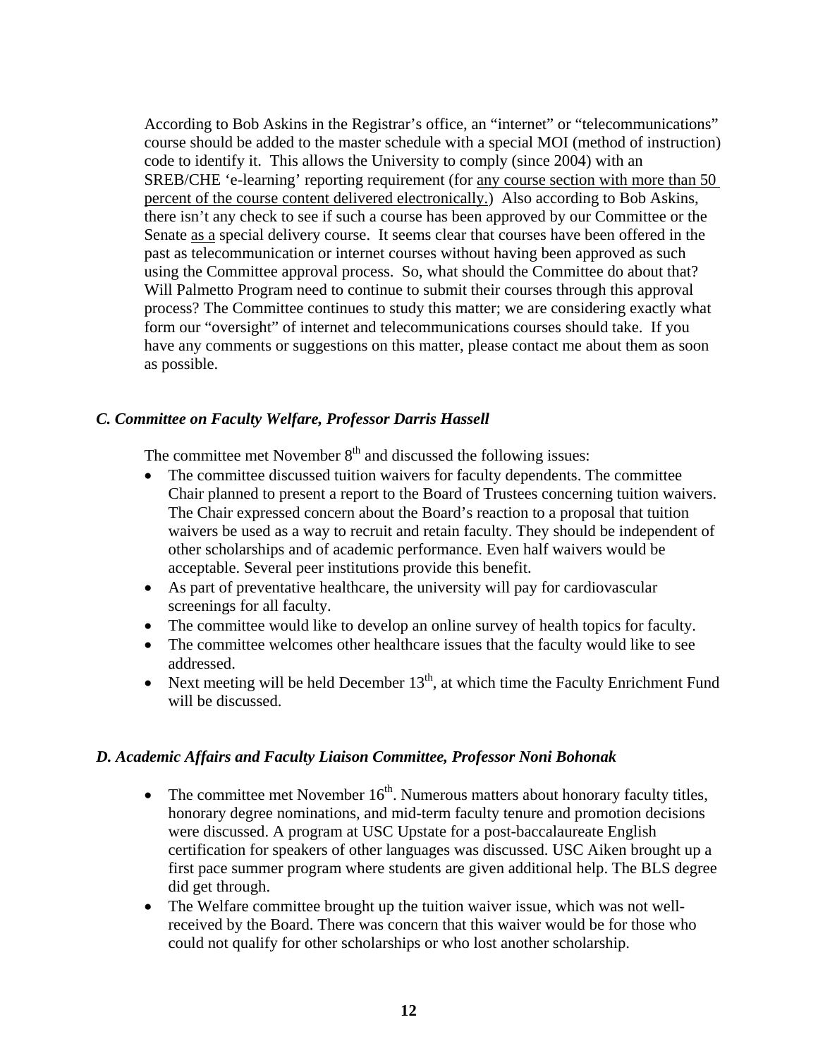According to Bob Askins in the Registrar's office, an "internet" or "telecommunications" course should be added to the master schedule with a special MOI (method of instruction) code to identify it. This allows the University to comply (since 2004) with an SREB/CHE 'e-learning' reporting requirement (for any course section with more than 50 percent of the course content delivered electronically.) Also according to Bob Askins, there isn't any check to see if such a course has been approved by our Committee or the Senate as a special delivery course. It seems clear that courses have been offered in the past as telecommunication or internet courses without having been approved as such using the Committee approval process. So, what should the Committee do about that? Will Palmetto Program need to continue to submit their courses through this approval process? The Committee continues to study this matter; we are considering exactly what form our "oversight" of internet and telecommunications courses should take. If you have any comments or suggestions on this matter, please contact me about them as soon as possible.

### *C. Committee on Faculty Welfare, Professor Darris Hassell*

The committee met November 8th and discussed the following issues:

- The committee discussed tuition waivers for faculty dependents. The committee Chair planned to present a report to the Board of Trustees concerning tuition waivers. The Chair expressed concern about the Board's reaction to a proposal that tuition waivers be used as a way to recruit and retain faculty. They should be independent of other scholarships and of academic performance. Even half waivers would be acceptable. Several peer institutions provide this benefit.
- As part of preventative healthcare, the university will pay for cardiovascular screenings for all faculty.
- The committee would like to develop an online survey of health topics for faculty.
- The committee welcomes other healthcare issues that the faculty would like to see addressed.
- Next meeting will be held December 13th, at which time the Faculty Enrichment Fund will be discussed.

### *D. Academic Affairs and Faculty Liaison Committee, Professor Noni Bohonak*

- The committee met November 16th. Numerous matters about honorary faculty titles, honorary degree nominations, and mid-term faculty tenure and promotion decisions were discussed. A program at USC Upstate for a post-baccalaureate English certification for speakers of other languages was discussed. USC Aiken brought up a first pace summer program where students are given additional help. The BLS degree did get through.
- The Welfare committee brought up the tuition waiver issue, which was not well-received by the Board. There was concern that this waiver would be for those who could not qualify for other scholarships or who lost another scholarship.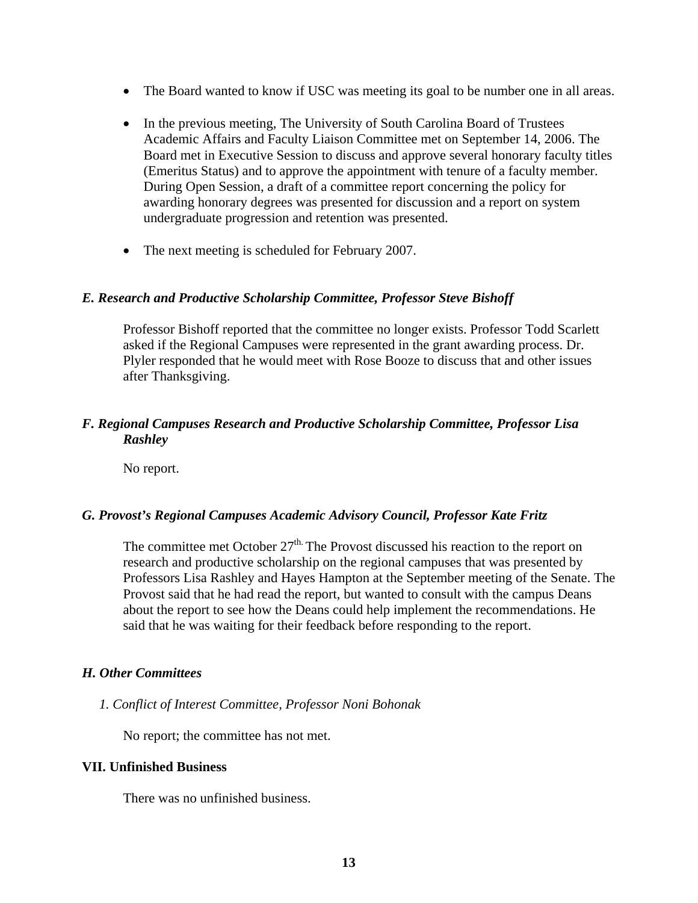- The Board wanted to know if USC was meeting its goal to be number one in all areas.
- In the previous meeting, The University of South Carolina Board of Trustees Academic Affairs and Faculty Liaison Committee met on September 14, 2006. The Board met in Executive Session to discuss and approve several honorary faculty titles (Emeritus Status) and to approve the appointment with tenure of a faculty member. During Open Session, a draft of a committee report concerning the policy for awarding honorary degrees was presented for discussion and a report on system undergraduate progression and retention was presented.
- The next meeting is scheduled for February 2007.

### *E. Research and Productive Scholarship Committee, Professor Steve Bishoff*

Professor Bishoff reported that the committee no longer exists. Professor Todd Scarlett asked if the Regional Campuses were represented in the grant awarding process. Dr. Plyler responded that he would meet with Rose Booze to discuss that and other issues after Thanksgiving.

### *F. Regional Campuses Research and Productive Scholarship Committee, Professor Lisa Rashley*

No report.

### *G. Provost's Regional Campuses Academic Advisory Council, Professor Kate Fritz*

The committee met October 27th. The Provost discussed his reaction to the report on research and productive scholarship on the regional campuses that was presented by Professors Lisa Rashley and Hayes Hampton at the September meeting of the Senate. The Provost said that he had read the report, but wanted to consult with the campus Deans about the report to see how the Deans could help implement the recommendations. He said that he was waiting for their feedback before responding to the report.

### *H. Other Committees*

*1. Conflict of Interest Committee, Professor Noni Bohonak*

No report; the committee has not met.

## VII. Unfinished Business

There was no unfinished business.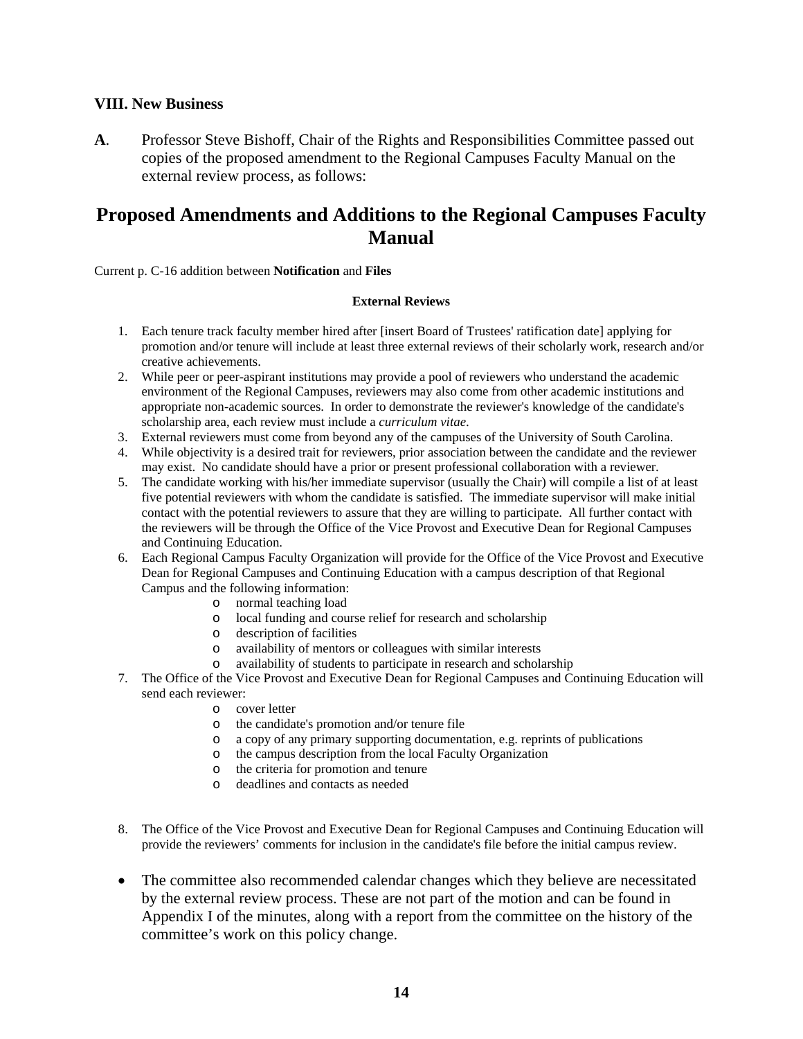### VIII. New Business

**A**. Professor Steve Bishoff, Chair of the Rights and Responsibilities Committee passed out copies of the proposed amendment to the Regional Campuses Faculty Manual on the external review process, as follows:

# Proposed Amendments and Additions to the Regional Campuses Faculty Manual

Current p. C-16 addition between **Notification** and **Files**

**External Reviews**

1. Each tenure track faculty member hired after [insert Board of Trustees' ratification date] applying for promotion and/or tenure will include at least three external reviews of their scholarly work, research and/or creative achievements.
2. While peer or peer-aspirant institutions may provide a pool of reviewers who understand the academic environment of the Regional Campuses, reviewers may also come from other academic institutions and appropriate non-academic sources. In order to demonstrate the reviewer's knowledge of the candidate's scholarship area, each review must include a *curriculum vitae*.
3. External reviewers must come from beyond any of the campuses of the University of South Carolina.
4. While objectivity is a desired trait for reviewers, prior association between the candidate and the reviewer may exist. No candidate should have a prior or present professional collaboration with a reviewer.
5. The candidate working with his/her immediate supervisor (usually the Chair) will compile a list of at least five potential reviewers with whom the candidate is satisfied. The immediate supervisor will make initial contact with the potential reviewers to assure that they are willing to participate. All further contact with the reviewers will be through the Office of the Vice Provost and Executive Dean for Regional Campuses and Continuing Education.
6. Each Regional Campus Faculty Organization will provide for the Office of the Vice Provost and Executive Dean for Regional Campuses and Continuing Education with a campus description of that Regional Campus and the following information:
   - normal teaching load
   - local funding and course relief for research and scholarship
   - description of facilities
   - availability of mentors or colleagues with similar interests
   - availability of students to participate in research and scholarship
7. The Office of the Vice Provost and Executive Dean for Regional Campuses and Continuing Education will send each reviewer:
   - cover letter
   - the candidate's promotion and/or tenure file
   - a copy of any primary supporting documentation, e.g. reprints of publications
   - the campus description from the local Faculty Organization
   - the criteria for promotion and tenure
   - deadlines and contacts as needed
8. The Office of the Vice Provost and Executive Dean for Regional Campuses and Continuing Education will provide the reviewers' comments for inclusion in the candidate's file before the initial campus review.

- The committee also recommended calendar changes which they believe are necessitated by the external review process. These are not part of the motion and can be found in Appendix I of the minutes, along with a report from the committee on the history of the committee's work on this policy change.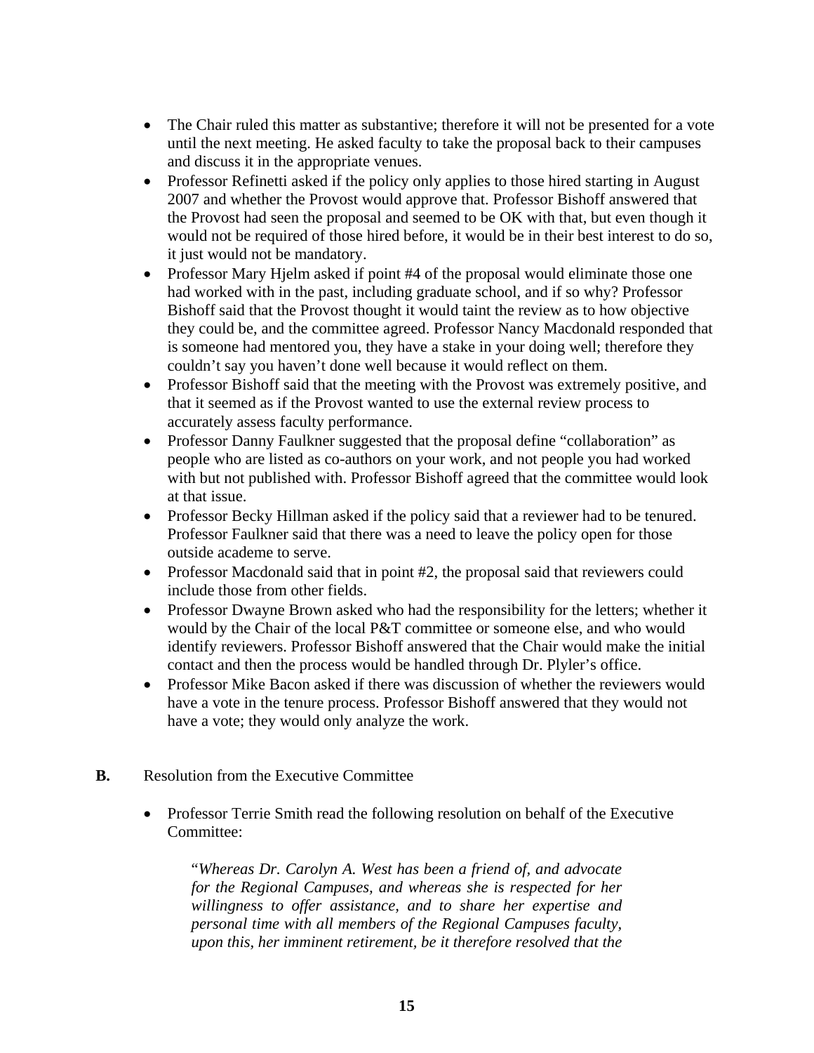- The Chair ruled this matter as substantive; therefore it will not be presented for a vote until the next meeting. He asked faculty to take the proposal back to their campuses and discuss it in the appropriate venues.
- Professor Refinetti asked if the policy only applies to those hired starting in August 2007 and whether the Provost would approve that. Professor Bishoff answered that the Provost had seen the proposal and seemed to be OK with that, but even though it would not be required of those hired before, it would be in their best interest to do so, it just would not be mandatory.
- Professor Mary Hjelm asked if point #4 of the proposal would eliminate those one had worked with in the past, including graduate school, and if so why? Professor Bishoff said that the Provost thought it would taint the review as to how objective they could be, and the committee agreed. Professor Nancy Macdonald responded that is someone had mentored you, they have a stake in your doing well; therefore they couldn't say you haven't done well because it would reflect on them.
- Professor Bishoff said that the meeting with the Provost was extremely positive, and that it seemed as if the Provost wanted to use the external review process to accurately assess faculty performance.
- Professor Danny Faulkner suggested that the proposal define "collaboration" as people who are listed as co-authors on your work, and not people you had worked with but not published with. Professor Bishoff agreed that the committee would look at that issue.
- Professor Becky Hillman asked if the policy said that a reviewer had to be tenured. Professor Faulkner said that there was a need to leave the policy open for those outside academe to serve.
- Professor Macdonald said that in point #2, the proposal said that reviewers could include those from other fields.
- Professor Dwayne Brown asked who had the responsibility for the letters; whether it would by the Chair of the local P&T committee or someone else, and who would identify reviewers. Professor Bishoff answered that the Chair would make the initial contact and then the process would be handled through Dr. Plyler's office.
- Professor Mike Bacon asked if there was discussion of whether the reviewers would have a vote in the tenure process. Professor Bishoff answered that they would not have a vote; they would only analyze the work.

**B.** Resolution from the Executive Committee

- Professor Terrie Smith read the following resolution on behalf of the Executive Committee:

  "*Whereas Dr. Carolyn A. West has been a friend of, and advocate for the Regional Campuses, and whereas she is respected for her willingness to offer assistance, and to share her expertise and personal time with all members of the Regional Campuses faculty, upon this, her imminent retirement, be it therefore resolved that the*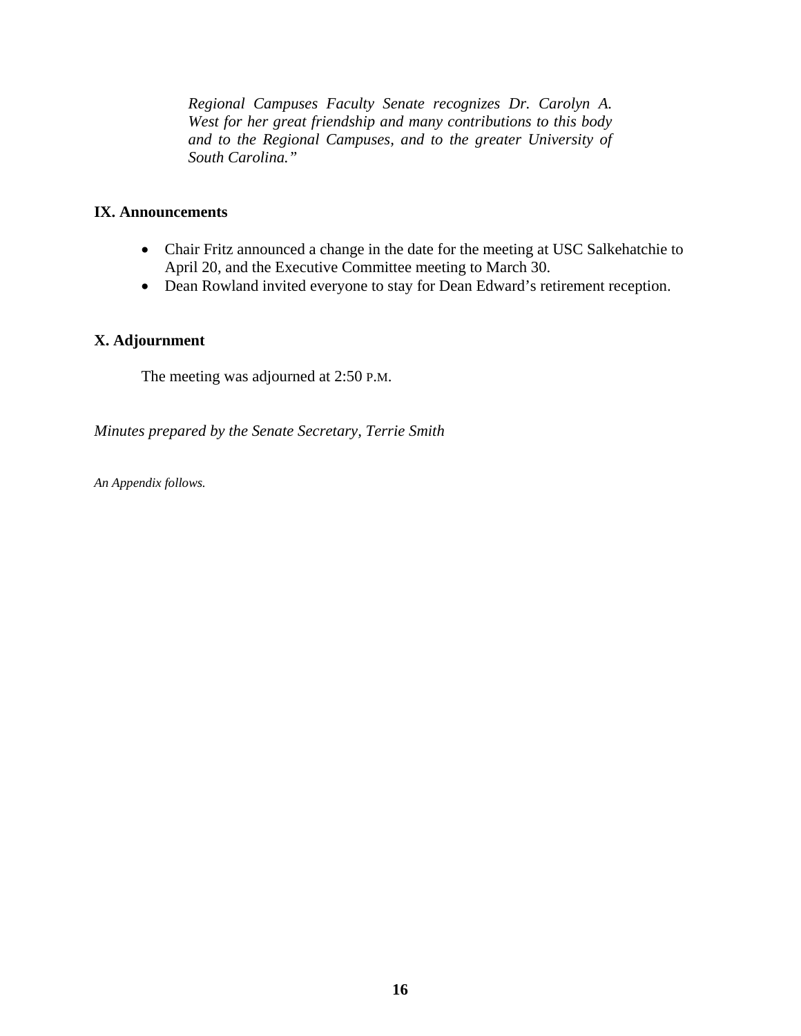*Regional Campuses Faculty Senate recognizes Dr. Carolyn A. West for her great friendship and many contributions to this body and to the Regional Campuses, and to the greater University of South Carolina."*

## IX. Announcements

- Chair Fritz announced a change in the date for the meeting at USC Salkehatchie to April 20, and the Executive Committee meeting to March 30.
- Dean Rowland invited everyone to stay for Dean Edward's retirement reception.

## X. Adjournment

The meeting was adjourned at 2:50 P.M.

*Minutes prepared by the Senate Secretary, Terrie Smith*

*An Appendix follows.*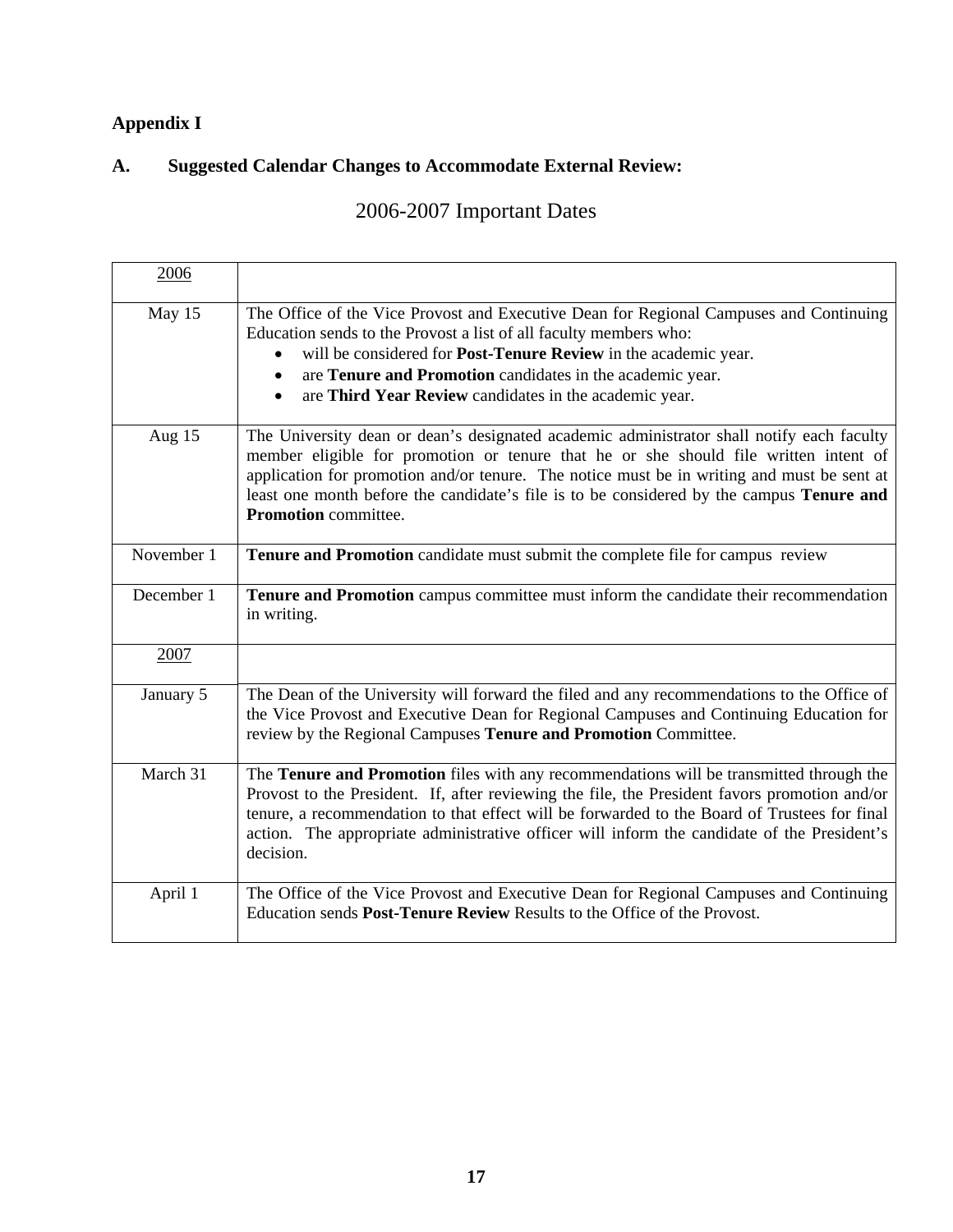## Appendix I

### A. Suggested Calendar Changes to Accommodate External Review:

2006-2007 Important Dates

| 2006 | |
|---|---|
| May 15 | The Office of the Vice Provost and Executive Dean for Regional Campuses and Continuing Education sends to the Provost a list of all faculty members who:<br>• will be considered for **Post-Tenure Review** in the academic year.<br>• are **Tenure and Promotion** candidates in the academic year.<br>• are **Third Year Review** candidates in the academic year. |
| Aug 15 | The University dean or dean's designated academic administrator shall notify each faculty member eligible for promotion or tenure that he or she should file written intent of application for promotion and/or tenure. The notice must be in writing and must be sent at least one month before the candidate's file is to be considered by the campus **Tenure and Promotion** committee. |
| November 1 | **Tenure and Promotion** candidate must submit the complete file for campus review |
| December 1 | **Tenure and Promotion** campus committee must inform the candidate their recommendation in writing. |
| 2007 | |
| January 5 | The Dean of the University will forward the filed and any recommendations to the Office of the Vice Provost and Executive Dean for Regional Campuses and Continuing Education for review by the Regional Campuses **Tenure and Promotion** Committee. |
| March 31 | The **Tenure and Promotion** files with any recommendations will be transmitted through the Provost to the President. If, after reviewing the file, the President favors promotion and/or tenure, a recommendation to that effect will be forwarded to the Board of Trustees for final action. The appropriate administrative officer will inform the candidate of the President's decision. |
| April 1 | The Office of the Vice Provost and Executive Dean for Regional Campuses and Continuing Education sends **Post-Tenure Review** Results to the Office of the Provost. |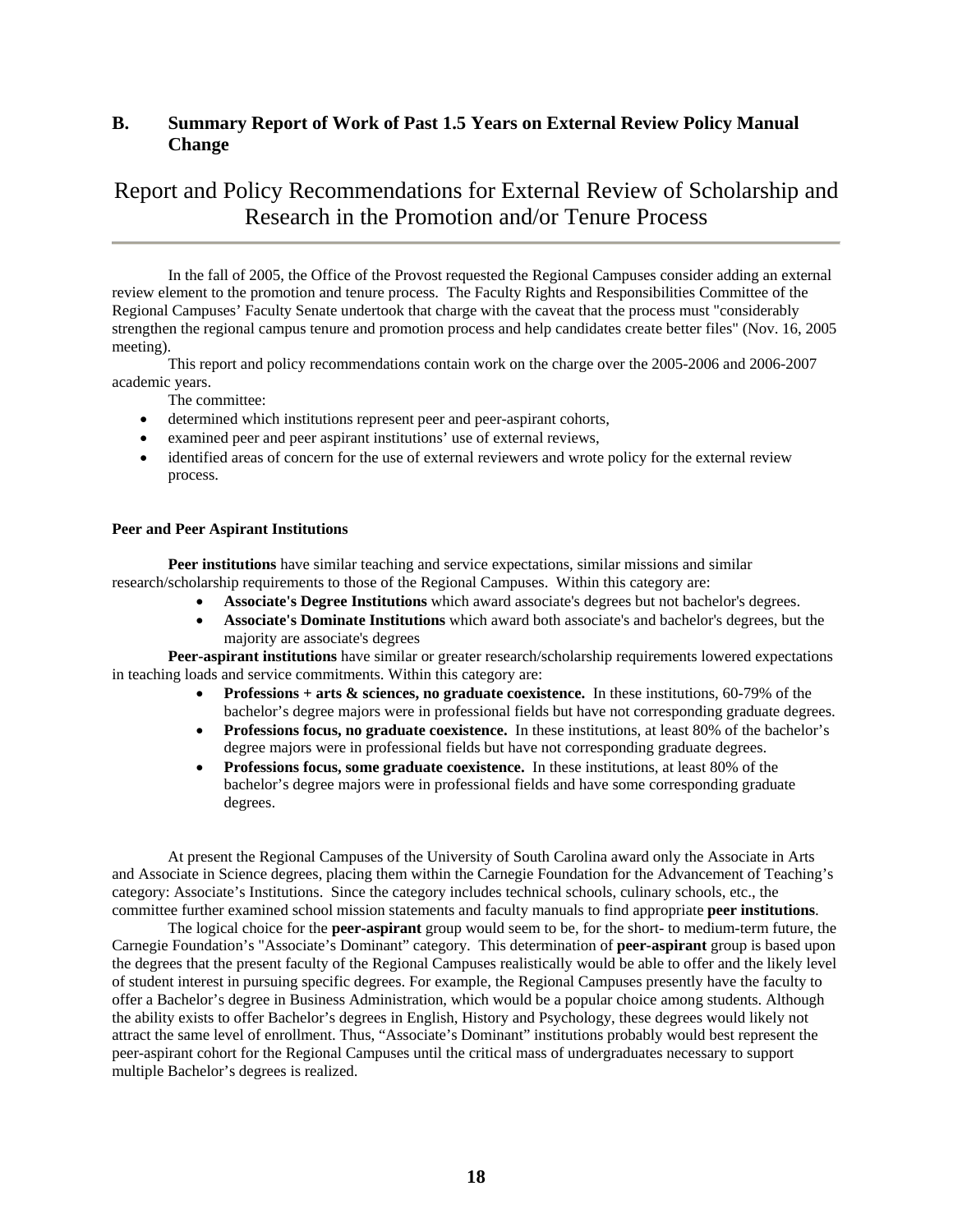## B. Summary Report of Work of Past 1.5 Years on External Review Policy Manual Change

# Report and Policy Recommendations for External Review of Scholarship and Research in the Promotion and/or Tenure Process

In the fall of 2005, the Office of the Provost requested the Regional Campuses consider adding an external review element to the promotion and tenure process. The Faculty Rights and Responsibilities Committee of the Regional Campuses' Faculty Senate undertook that charge with the caveat that the process must "considerably strengthen the regional campus tenure and promotion process and help candidates create better files" (Nov. 16, 2005 meeting).

This report and policy recommendations contain work on the charge over the 2005-2006 and 2006-2007 academic years.

The committee:

- determined which institutions represent peer and peer-aspirant cohorts,
- examined peer and peer aspirant institutions' use of external reviews,
- identified areas of concern for the use of external reviewers and wrote policy for the external review process.

**Peer and Peer Aspirant Institutions**

**Peer institutions** have similar teaching and service expectations, similar missions and similar research/scholarship requirements to those of the Regional Campuses. Within this category are:

- **Associate's Degree Institutions** which award associate's degrees but not bachelor's degrees.
- **Associate's Dominate Institutions** which award both associate's and bachelor's degrees, but the majority are associate's degrees

**Peer-aspirant institutions** have similar or greater research/scholarship requirements lowered expectations in teaching loads and service commitments. Within this category are:

- **Professions + arts & sciences, no graduate coexistence.** In these institutions, 60-79% of the bachelor's degree majors were in professional fields but have not corresponding graduate degrees.
- **Professions focus, no graduate coexistence.** In these institutions, at least 80% of the bachelor's degree majors were in professional fields but have not corresponding graduate degrees.
- **Professions focus, some graduate coexistence.** In these institutions, at least 80% of the bachelor's degree majors were in professional fields and have some corresponding graduate degrees.

At present the Regional Campuses of the University of South Carolina award only the Associate in Arts and Associate in Science degrees, placing them within the Carnegie Foundation for the Advancement of Teaching's category: Associate's Institutions. Since the category includes technical schools, culinary schools, etc., the committee further examined school mission statements and faculty manuals to find appropriate **peer institutions**.

The logical choice for the **peer-aspirant** group would seem to be, for the short- to medium-term future, the Carnegie Foundation's "Associate's Dominant" category. This determination of **peer-aspirant** group is based upon the degrees that the present faculty of the Regional Campuses realistically would be able to offer and the likely level of student interest in pursuing specific degrees. For example, the Regional Campuses presently have the faculty to offer a Bachelor's degree in Business Administration, which would be a popular choice among students. Although the ability exists to offer Bachelor's degrees in English, History and Psychology, these degrees would likely not attract the same level of enrollment. Thus, "Associate's Dominant" institutions probably would best represent the peer-aspirant cohort for the Regional Campuses until the critical mass of undergraduates necessary to support multiple Bachelor's degrees is realized.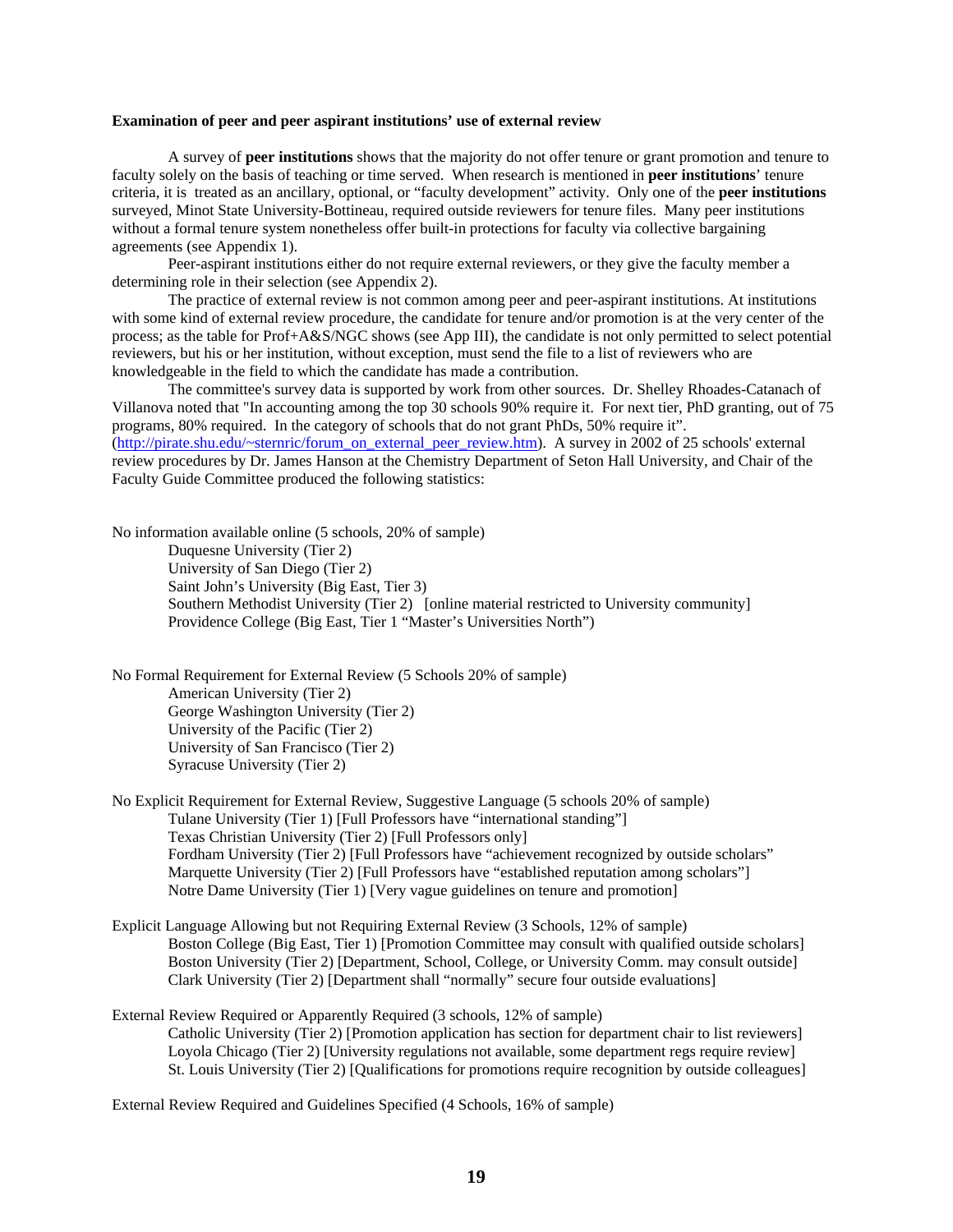**Examination of peer and peer aspirant institutions' use of external review**

A survey of **peer institutions** shows that the majority do not offer tenure or grant promotion and tenure to faculty solely on the basis of teaching or time served. When research is mentioned in **peer institutions**' tenure criteria, it is treated as an ancillary, optional, or "faculty development" activity. Only one of the **peer institutions** surveyed, Minot State University-Bottineau, required outside reviewers for tenure files. Many peer institutions without a formal tenure system nonetheless offer built-in protections for faculty via collective bargaining agreements (see Appendix 1).

Peer-aspirant institutions either do not require external reviewers, or they give the faculty member a determining role in their selection (see Appendix 2).

The practice of external review is not common among peer and peer-aspirant institutions. At institutions with some kind of external review procedure, the candidate for tenure and/or promotion is at the very center of the process; as the table for Prof+A&S/NGC shows (see App III), the candidate is not only permitted to select potential reviewers, but his or her institution, without exception, must send the file to a list of reviewers who are knowledgeable in the field to which the candidate has made a contribution.

The committee's survey data is supported by work from other sources. Dr. Shelley Rhoades-Catanach of Villanova noted that "In accounting among the top 30 schools 90% require it. For next tier, PhD granting, out of 75 programs, 80% required. In the category of schools that do not grant PhDs, 50% require it". (http://pirate.shu.edu/~sternric/forum_on_external_peer_review.htm). A survey in 2002 of 25 schools' external review procedures by Dr. James Hanson at the Chemistry Department of Seton Hall University, and Chair of the Faculty Guide Committee produced the following statistics:

No information available online (5 schools, 20% of sample)
- Duquesne University (Tier 2)
- University of San Diego (Tier 2)
- Saint John's University (Big East, Tier 3)
- Southern Methodist University (Tier 2) [online material restricted to University community]
- Providence College (Big East, Tier 1 "Master's Universities North")

No Formal Requirement for External Review (5 Schools 20% of sample)
- American University (Tier 2)
- George Washington University (Tier 2)
- University of the Pacific (Tier 2)
- University of San Francisco (Tier 2)
- Syracuse University (Tier 2)

No Explicit Requirement for External Review, Suggestive Language (5 schools 20% of sample)
- Tulane University (Tier 1) [Full Professors have "international standing"]
- Texas Christian University (Tier 2) [Full Professors only]
- Fordham University (Tier 2) [Full Professors have "achievement recognized by outside scholars"
- Marquette University (Tier 2) [Full Professors have "established reputation among scholars"]
- Notre Dame University (Tier 1) [Very vague guidelines on tenure and promotion]

Explicit Language Allowing but not Requiring External Review (3 Schools, 12% of sample)
- Boston College (Big East, Tier 1) [Promotion Committee may consult with qualified outside scholars]
- Boston University (Tier 2) [Department, School, College, or University Comm. may consult outside]
- Clark University (Tier 2) [Department shall "normally" secure four outside evaluations]

External Review Required or Apparently Required (3 schools, 12% of sample)
- Catholic University (Tier 2) [Promotion application has section for department chair to list reviewers]
- Loyola Chicago (Tier 2) [University regulations not available, some department regs require review]
- St. Louis University (Tier 2) [Qualifications for promotions require recognition by outside colleagues]

External Review Required and Guidelines Specified (4 Schools, 16% of sample)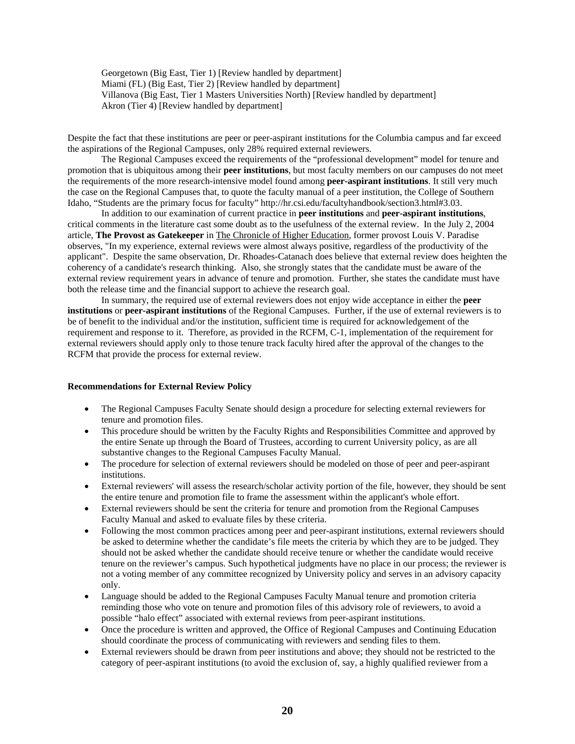Georgetown (Big East, Tier 1) [Review handled by department]
Miami (FL) (Big East, Tier 2) [Review handled by department]
Villanova (Big East, Tier 1 Masters Universities North) [Review handled by department]
Akron (Tier 4) [Review handled by department]

Despite the fact that these institutions are peer or peer-aspirant institutions for the Columbia campus and far exceed the aspirations of the Regional Campuses, only 28% required external reviewers.

The Regional Campuses exceed the requirements of the "professional development" model for tenure and promotion that is ubiquitous among their **peer institutions**, but most faculty members on our campuses do not meet the requirements of the more research-intensive model found among **peer-aspirant institutions**. It still very much the case on the Regional Campuses that, to quote the faculty manual of a peer institution, the College of Southern Idaho, "Students are the primary focus for faculty" http://hr.csi.edu/facultyhandbook/section3.html#3.03.

In addition to our examination of current practice in **peer institutions** and **peer-aspirant institutions**, critical comments in the literature cast some doubt as to the usefulness of the external review. In the July 2, 2004 article, **The Provost as Gatekeeper** in The Chronicle of Higher Education, former provost Louis V. Paradise observes, "In my experience, external reviews were almost always positive, regardless of the productivity of the applicant". Despite the same observation, Dr. Rhoades-Catanach does believe that external review does heighten the coherency of a candidate's research thinking. Also, she strongly states that the candidate must be aware of the external review requirement years in advance of tenure and promotion. Further, she states the candidate must have both the release time and the financial support to achieve the research goal.

In summary, the required use of external reviewers does not enjoy wide acceptance in either the **peer institutions** or **peer-aspirant institutions** of the Regional Campuses. Further, if the use of external reviewers is to be of benefit to the individual and/or the institution, sufficient time is required for acknowledgement of the requirement and response to it. Therefore, as provided in the RCFM, C-1, implementation of the requirement for external reviewers should apply only to those tenure track faculty hired after the approval of the changes to the RCFM that provide the process for external review.

**Recommendations for External Review Policy**

- The Regional Campuses Faculty Senate should design a procedure for selecting external reviewers for tenure and promotion files.
- This procedure should be written by the Faculty Rights and Responsibilities Committee and approved by the entire Senate up through the Board of Trustees, according to current University policy, as are all substantive changes to the Regional Campuses Faculty Manual.
- The procedure for selection of external reviewers should be modeled on those of peer and peer-aspirant institutions.
- External reviewers' will assess the research/scholar activity portion of the file, however, they should be sent the entire tenure and promotion file to frame the assessment within the applicant's whole effort.
- External reviewers should be sent the criteria for tenure and promotion from the Regional Campuses Faculty Manual and asked to evaluate files by these criteria.
- Following the most common practices among peer and peer-aspirant institutions, external reviewers should be asked to determine whether the candidate's file meets the criteria by which they are to be judged. They should not be asked whether the candidate should receive tenure or whether the candidate would receive tenure on the reviewer's campus. Such hypothetical judgments have no place in our process; the reviewer is not a voting member of any committee recognized by University policy and serves in an advisory capacity only.
- Language should be added to the Regional Campuses Faculty Manual tenure and promotion criteria reminding those who vote on tenure and promotion files of this advisory role of reviewers, to avoid a possible "halo effect" associated with external reviews from peer-aspirant institutions.
- Once the procedure is written and approved, the Office of Regional Campuses and Continuing Education should coordinate the process of communicating with reviewers and sending files to them.
- External reviewers should be drawn from peer institutions and above; they should not be restricted to the category of peer-aspirant institutions (to avoid the exclusion of, say, a highly qualified reviewer from a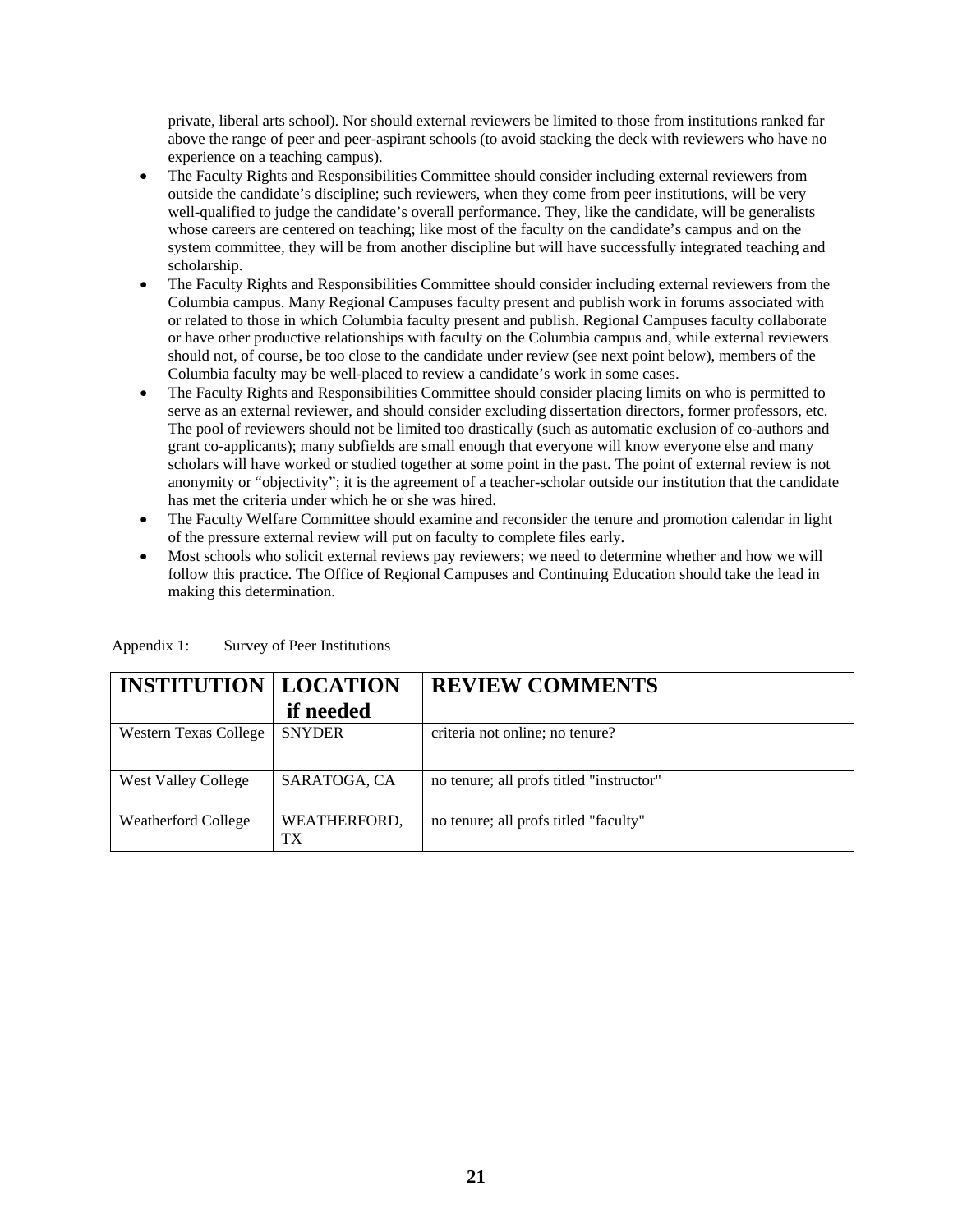private, liberal arts school). Nor should external reviewers be limited to those from institutions ranked far above the range of peer and peer-aspirant schools (to avoid stacking the deck with reviewers who have no experience on a teaching campus).

- The Faculty Rights and Responsibilities Committee should consider including external reviewers from outside the candidate's discipline; such reviewers, when they come from peer institutions, will be very well-qualified to judge the candidate's overall performance. They, like the candidate, will be generalists whose careers are centered on teaching; like most of the faculty on the candidate's campus and on the system committee, they will be from another discipline but will have successfully integrated teaching and scholarship.
- The Faculty Rights and Responsibilities Committee should consider including external reviewers from the Columbia campus. Many Regional Campuses faculty present and publish work in forums associated with or related to those in which Columbia faculty present and publish. Regional Campuses faculty collaborate or have other productive relationships with faculty on the Columbia campus and, while external reviewers should not, of course, be too close to the candidate under review (see next point below), members of the Columbia faculty may be well-placed to review a candidate's work in some cases.
- The Faculty Rights and Responsibilities Committee should consider placing limits on who is permitted to serve as an external reviewer, and should consider excluding dissertation directors, former professors, etc. The pool of reviewers should not be limited too drastically (such as automatic exclusion of co-authors and grant co-applicants); many subfields are small enough that everyone will know everyone else and many scholars will have worked or studied together at some point in the past. The point of external review is not anonymity or "objectivity"; it is the agreement of a teacher-scholar outside our institution that the candidate has met the criteria under which he or she was hired.
- The Faculty Welfare Committee should examine and reconsider the tenure and promotion calendar in light of the pressure external review will put on faculty to complete files early.
- Most schools who solicit external reviews pay reviewers; we need to determine whether and how we will follow this practice. The Office of Regional Campuses and Continuing Education should take the lead in making this determination.

Appendix 1: Survey of Peer Institutions

| INSTITUTION | LOCATION if needed | REVIEW COMMENTS |
|---|---|---|
| Western Texas College | SNYDER | criteria not online; no tenure? |
| West Valley College | SARATOGA, CA | no tenure; all profs titled "instructor" |
| Weatherford College | WEATHERFORD, TX | no tenure; all profs titled "faculty" |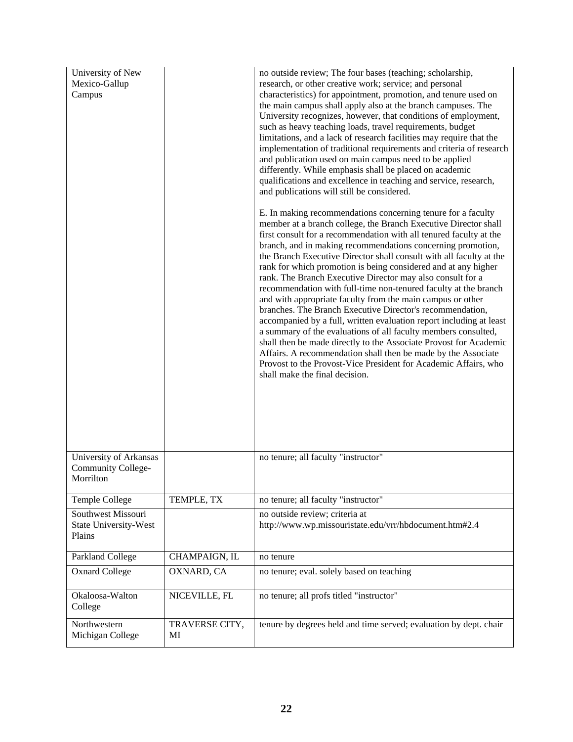| | | |
|---|---|---|
| University of New Mexico-Gallup Campus | | no outside review; The four bases (teaching; scholarship, research, or other creative work; service; and personal characteristics) for appointment, promotion, and tenure used on the main campus shall apply also at the branch campuses. The University recognizes, however, that conditions of employment, such as heavy teaching loads, travel requirements, budget limitations, and a lack of research facilities may require that the implementation of traditional requirements and criteria of research and publication used on main campus need to be applied differently. While emphasis shall be placed on academic qualifications and excellence in teaching and service, research, and publications will still be considered.<br><br>E. In making recommendations concerning tenure for a faculty member at a branch college, the Branch Executive Director shall first consult for a recommendation with all tenured faculty at the branch, and in making recommendations concerning promotion, the Branch Executive Director shall consult with all faculty at the rank for which promotion is being considered and at any higher rank. The Branch Executive Director may also consult for a recommendation with full-time non-tenured faculty at the branch and with appropriate faculty from the main campus or other branches. The Branch Executive Director's recommendation, accompanied by a full, written evaluation report including at least a summary of the evaluations of all faculty members consulted, shall then be made directly to the Associate Provost for Academic Affairs. A recommendation shall then be made by the Associate Provost to the Provost-Vice President for Academic Affairs, who shall make the final decision. |
| University of Arkansas Community College-Morrilton | | no tenure; all faculty "instructor" |
| Temple College | TEMPLE, TX | no tenure; all faculty "instructor" |
| Southwest Missouri State University-West Plains | | no outside review; criteria at http://www.wp.missouristate.edu/vrr/hbdocument.htm#2.4 |
| Parkland College | CHAMPAIGN, IL | no tenure |
| Oxnard College | OXNARD, CA | no tenure; eval. solely based on teaching |
| Okaloosa-Walton College | NICEVILLE, FL | no tenure; all profs titled "instructor" |
| Northwestern Michigan College | TRAVERSE CITY, MI | tenure by degrees held and time served; evaluation by dept. chair |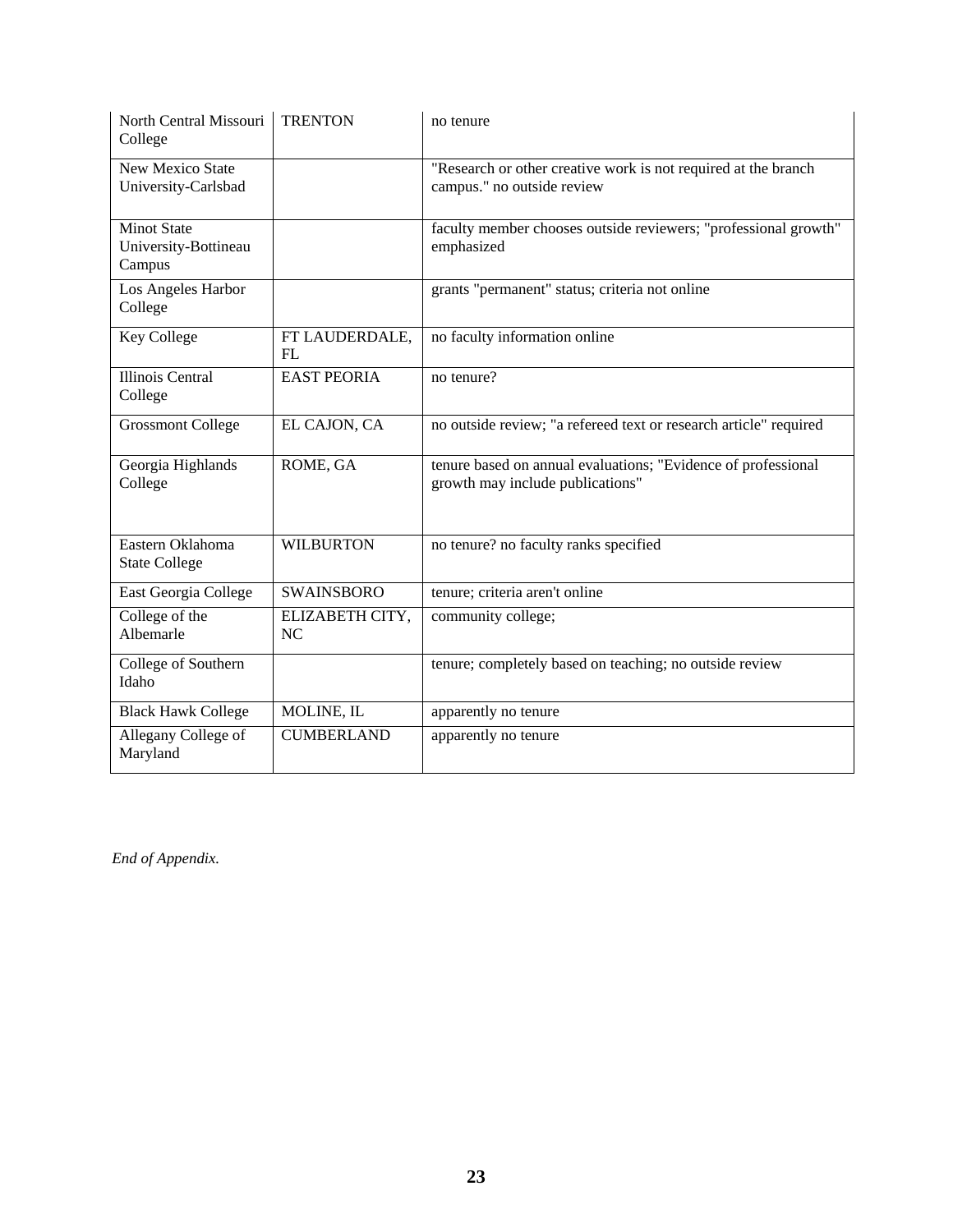| | | |
|---|---|---|
| North Central Missouri College | TRENTON | no tenure |
| New Mexico State University-Carlsbad | | "Research or other creative work is not required at the branch campus." no outside review |
| Minot State University-Bottineau Campus | | faculty member chooses outside reviewers; "professional growth" emphasized |
| Los Angeles Harbor College | | grants "permanent" status; criteria not online |
| Key College | FT LAUDERDALE, FL | no faculty information online |
| Illinois Central College | EAST PEORIA | no tenure? |
| Grossmont College | EL CAJON, CA | no outside review; "a refereed text or research article" required |
| Georgia Highlands College | ROME, GA | tenure based on annual evaluations; "Evidence of professional growth may include publications" |
| Eastern Oklahoma State College | WILBURTON | no tenure? no faculty ranks specified |
| East Georgia College | SWAINSBORO | tenure; criteria aren't online |
| College of the Albemarle | ELIZABETH CITY, NC | community college; |
| College of Southern Idaho | | tenure; completely based on teaching; no outside review |
| Black Hawk College | MOLINE, IL | apparently no tenure |
| Allegany College of Maryland | CUMBERLAND | apparently no tenure |

*End of Appendix.*